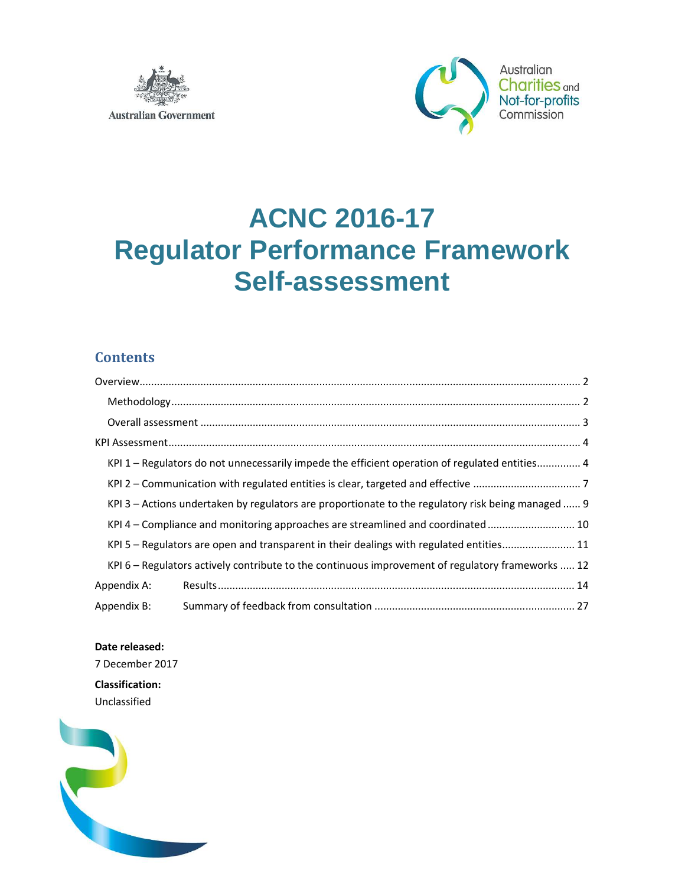Australian Government

Australian Charities and Not-for-profits Commission

# ACNC 2016-17 Regulator Performance Framework Self-assessment

## Contents

- Overview ..... 2
  - Methodology ..... 2
  - Overall assessment ..... 3
- KPI Assessment ..... 4
  - KPI 1 – Regulators do not unnecessarily impede the efficient operation of regulated entities ..... 4
  - KPI 2 – Communication with regulated entities is clear, targeted and effective ..... 7
  - KPI 3 – Actions undertaken by regulators are proportionate to the regulatory risk being managed ..... 9
  - KPI 4 – Compliance and monitoring approaches are streamlined and coordinated ..... 10
  - KPI 5 – Regulators are open and transparent in their dealings with regulated entities ..... 11
  - KPI 6 – Regulators actively contribute to the continuous improvement of regulatory frameworks ..... 12
- Appendix A: Results ..... 14
- Appendix B: Summary of feedback from consultation ..... 27

**Date released:**

7 December 2017

**Classification:**

Unclassified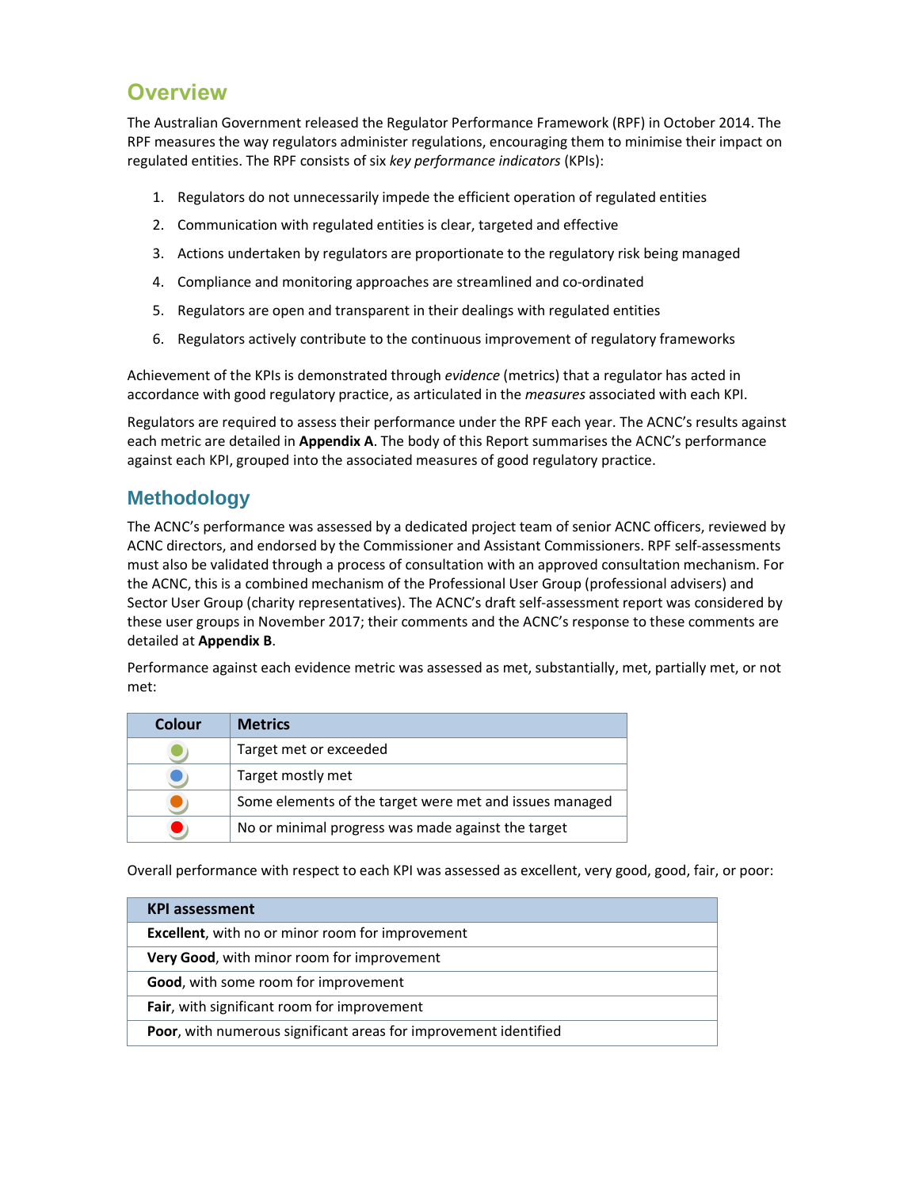## Overview

The Australian Government released the Regulator Performance Framework (RPF) in October 2014. The RPF measures the way regulators administer regulations, encouraging them to minimise their impact on regulated entities. The RPF consists of six *key performance indicators* (KPIs):

1. Regulators do not unnecessarily impede the efficient operation of regulated entities
2. Communication with regulated entities is clear, targeted and effective
3. Actions undertaken by regulators are proportionate to the regulatory risk being managed
4. Compliance and monitoring approaches are streamlined and co-ordinated
5. Regulators are open and transparent in their dealings with regulated entities
6. Regulators actively contribute to the continuous improvement of regulatory frameworks

Achievement of the KPIs is demonstrated through *evidence* (metrics) that a regulator has acted in accordance with good regulatory practice, as articulated in the *measures* associated with each KPI.

Regulators are required to assess their performance under the RPF each year. The ACNC's results against each metric are detailed in **Appendix A**. The body of this Report summarises the ACNC's performance against each KPI, grouped into the associated measures of good regulatory practice.

## Methodology

The ACNC's performance was assessed by a dedicated project team of senior ACNC officers, reviewed by ACNC directors, and endorsed by the Commissioner and Assistant Commissioners. RPF self-assessments must also be validated through a process of consultation with an approved consultation mechanism. For the ACNC, this is a combined mechanism of the Professional User Group (professional advisers) and Sector User Group (charity representatives). The ACNC's draft self-assessment report was considered by these user groups in November 2017; their comments and the ACNC's response to these comments are detailed at **Appendix B**.

Performance against each evidence metric was assessed as met, substantially, met, partially met, or not met:

| Colour | Metrics |
|---|---|
| Green | Target met or exceeded |
| Blue | Target mostly met |
| Orange | Some elements of the target were met and issues managed |
| Red | No or minimal progress was made against the target |

Overall performance with respect to each KPI was assessed as excellent, very good, good, fair, or poor:

| KPI assessment |
|---|
| **Excellent**, with no or minor room for improvement |
| **Very Good**, with minor room for improvement |
| **Good**, with some room for improvement |
| **Fair**, with significant room for improvement |
| **Poor**, with numerous significant areas for improvement identified |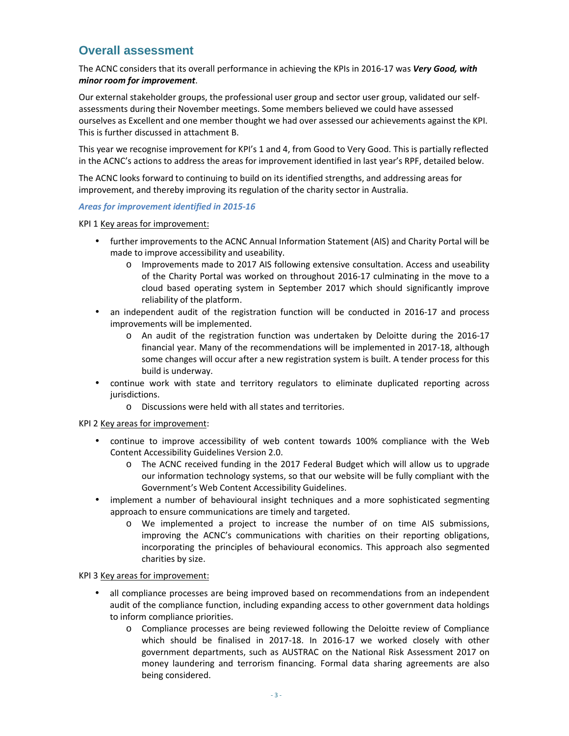## Overall assessment

The ACNC considers that its overall performance in achieving the KPIs in 2016-17 was ***Very Good, with minor room for improvement***.

Our external stakeholder groups, the professional user group and sector user group, validated our self-assessments during their November meetings. Some members believed we could have assessed ourselves as Excellent and one member thought we had over assessed our achievements against the KPI. This is further discussed in attachment B.

This year we recognise improvement for KPI's 1 and 4, from Good to Very Good. This is partially reflected in the ACNC's actions to address the areas for improvement identified in last year's RPF, detailed below.

The ACNC looks forward to continuing to build on its identified strengths, and addressing areas for improvement, and thereby improving its regulation of the charity sector in Australia.

### *Areas for improvement identified in 2015-16*

KPI 1 Key areas for improvement:

- further improvements to the ACNC Annual Information Statement (AIS) and Charity Portal will be made to improve accessibility and useability.
  - Improvements made to 2017 AIS following extensive consultation. Access and useability of the Charity Portal was worked on throughout 2016-17 culminating in the move to a cloud based operating system in September 2017 which should significantly improve reliability of the platform.
- an independent audit of the registration function will be conducted in 2016-17 and process improvements will be implemented.
  - An audit of the registration function was undertaken by Deloitte during the 2016-17 financial year. Many of the recommendations will be implemented in 2017-18, although some changes will occur after a new registration system is built. A tender process for this build is underway.
- continue work with state and territory regulators to eliminate duplicated reporting across jurisdictions.
  - Discussions were held with all states and territories.

KPI 2 Key areas for improvement:

- continue to improve accessibility of web content towards 100% compliance with the Web Content Accessibility Guidelines Version 2.0.
  - The ACNC received funding in the 2017 Federal Budget which will allow us to upgrade our information technology systems, so that our website will be fully compliant with the Government's Web Content Accessibility Guidelines.
- implement a number of behavioural insight techniques and a more sophisticated segmenting approach to ensure communications are timely and targeted.
  - We implemented a project to increase the number of on time AIS submissions, improving the ACNC's communications with charities on their reporting obligations, incorporating the principles of behavioural economics. This approach also segmented charities by size.

KPI 3 Key areas for improvement:

- all compliance processes are being improved based on recommendations from an independent audit of the compliance function, including expanding access to other government data holdings to inform compliance priorities.
  - Compliance processes are being reviewed following the Deloitte review of Compliance which should be finalised in 2017-18. In 2016-17 we worked closely with other government departments, such as AUSTRAC on the National Risk Assessment 2017 on money laundering and terrorism financing. Formal data sharing agreements are also being considered.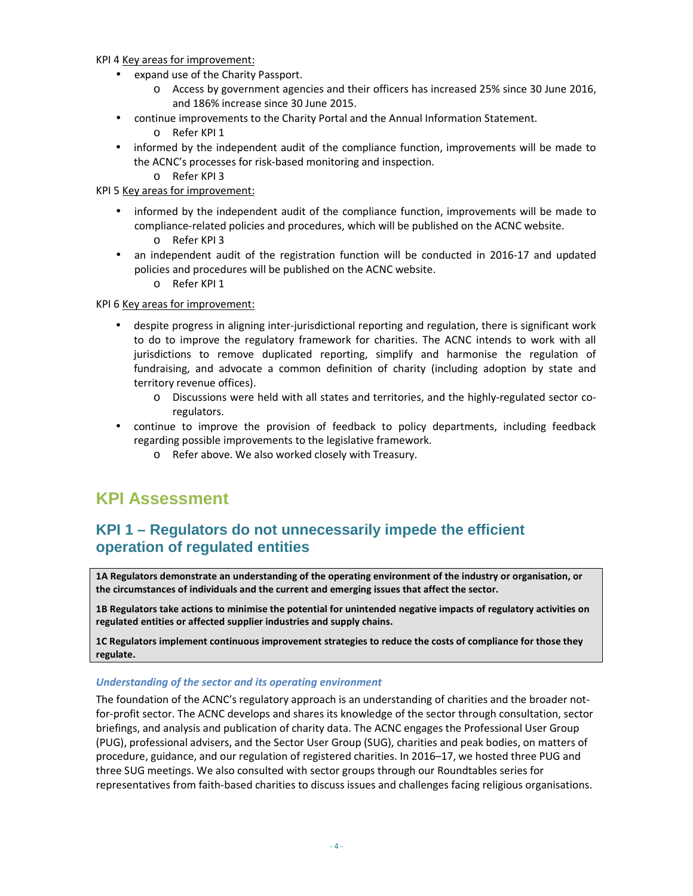KPI 4 Key areas for improvement:

- expand use of the Charity Passport.
  - Access by government agencies and their officers has increased 25% since 30 June 2016, and 186% increase since 30 June 2015.
- continue improvements to the Charity Portal and the Annual Information Statement.
  - Refer KPI 1
- informed by the independent audit of the compliance function, improvements will be made to the ACNC's processes for risk-based monitoring and inspection.
  - Refer KPI 3

KPI 5 Key areas for improvement:

- informed by the independent audit of the compliance function, improvements will be made to compliance-related policies and procedures, which will be published on the ACNC website.
  - Refer KPI 3
- an independent audit of the registration function will be conducted in 2016-17 and updated policies and procedures will be published on the ACNC website.
  - Refer KPI 1

KPI 6 Key areas for improvement:

- despite progress in aligning inter-jurisdictional reporting and regulation, there is significant work to do to improve the regulatory framework for charities. The ACNC intends to work with all jurisdictions to remove duplicated reporting, simplify and harmonise the regulation of fundraising, and advocate a common definition of charity (including adoption by state and territory revenue offices).
  - Discussions were held with all states and territories, and the highly-regulated sector co-regulators.
- continue to improve the provision of feedback to policy departments, including feedback regarding possible improvements to the legislative framework.
  - Refer above. We also worked closely with Treasury.

# KPI Assessment

## KPI 1 – Regulators do not unnecessarily impede the efficient operation of regulated entities

**1A Regulators demonstrate an understanding of the operating environment of the industry or organisation, or the circumstances of individuals and the current and emerging issues that affect the sector.**

**1B Regulators take actions to minimise the potential for unintended negative impacts of regulatory activities on regulated entities or affected supplier industries and supply chains.**

**1C Regulators implement continuous improvement strategies to reduce the costs of compliance for those they regulate.**

### *Understanding of the sector and its operating environment*

The foundation of the ACNC's regulatory approach is an understanding of charities and the broader not-for-profit sector. The ACNC develops and shares its knowledge of the sector through consultation, sector briefings, and analysis and publication of charity data. The ACNC engages the Professional User Group (PUG), professional advisers, and the Sector User Group (SUG), charities and peak bodies, on matters of procedure, guidance, and our regulation of registered charities. In 2016–17, we hosted three PUG and three SUG meetings. We also consulted with sector groups through our Roundtables series for representatives from faith-based charities to discuss issues and challenges facing religious organisations.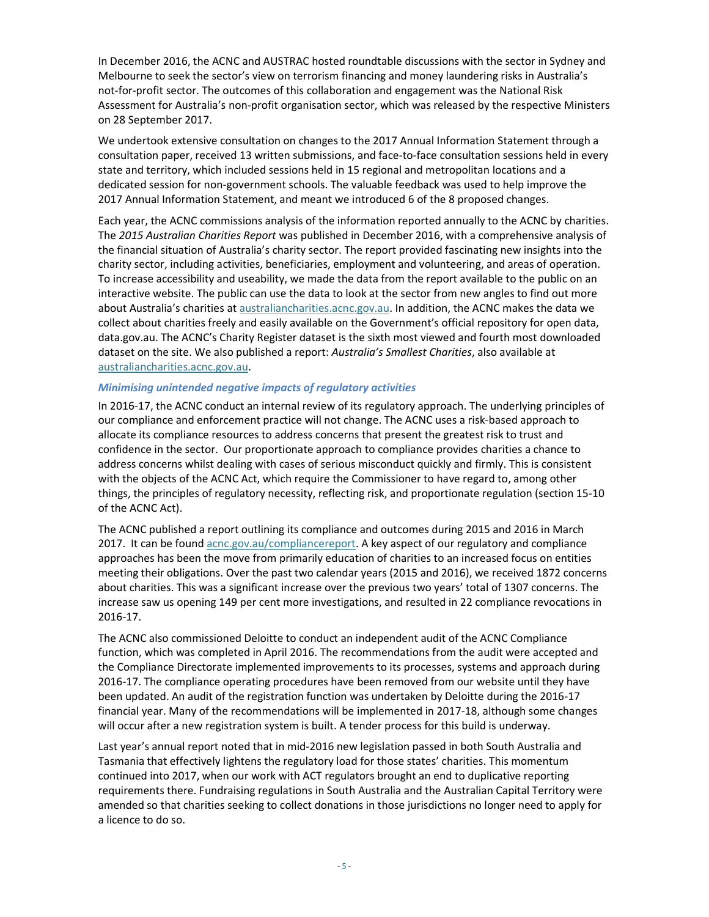In December 2016, the ACNC and AUSTRAC hosted roundtable discussions with the sector in Sydney and Melbourne to seek the sector's view on terrorism financing and money laundering risks in Australia's not-for-profit sector. The outcomes of this collaboration and engagement was the National Risk Assessment for Australia's non-profit organisation sector, which was released by the respective Ministers on 28 September 2017.

We undertook extensive consultation on changes to the 2017 Annual Information Statement through a consultation paper, received 13 written submissions, and face-to-face consultation sessions held in every state and territory, which included sessions held in 15 regional and metropolitan locations and a dedicated session for non-government schools. The valuable feedback was used to help improve the 2017 Annual Information Statement, and meant we introduced 6 of the 8 proposed changes.

Each year, the ACNC commissions analysis of the information reported annually to the ACNC by charities. The *2015 Australian Charities Report* was published in December 2016, with a comprehensive analysis of the financial situation of Australia's charity sector. The report provided fascinating new insights into the charity sector, including activities, beneficiaries, employment and volunteering, and areas of operation. To increase accessibility and useability, we made the data from the report available to the public on an interactive website. The public can use the data to look at the sector from new angles to find out more about Australia's charities at [australiancharities.acnc.gov.au](australiancharities.acnc.gov.au). In addition, the ACNC makes the data we collect about charities freely and easily available on the Government's official repository for open data, data.gov.au. The ACNC's Charity Register dataset is the sixth most viewed and fourth most downloaded dataset on the site. We also published a report: *Australia's Smallest Charities*, also available at [australiancharities.acnc.gov.au](australiancharities.acnc.gov.au).

### *Minimising unintended negative impacts of regulatory activities*

In 2016-17, the ACNC conduct an internal review of its regulatory approach. The underlying principles of our compliance and enforcement practice will not change. The ACNC uses a risk-based approach to allocate its compliance resources to address concerns that present the greatest risk to trust and confidence in the sector. Our proportionate approach to compliance provides charities a chance to address concerns whilst dealing with cases of serious misconduct quickly and firmly. This is consistent with the objects of the ACNC Act, which require the Commissioner to have regard to, among other things, the principles of regulatory necessity, reflecting risk, and proportionate regulation (section 15-10 of the ACNC Act).

The ACNC published a report outlining its compliance and outcomes during 2015 and 2016 in March 2017. It can be found [acnc.gov.au/compliancereport](acnc.gov.au/compliancereport). A key aspect of our regulatory and compliance approaches has been the move from primarily education of charities to an increased focus on entities meeting their obligations. Over the past two calendar years (2015 and 2016), we received 1872 concerns about charities. This was a significant increase over the previous two years' total of 1307 concerns. The increase saw us opening 149 per cent more investigations, and resulted in 22 compliance revocations in 2016-17.

The ACNC also commissioned Deloitte to conduct an independent audit of the ACNC Compliance function, which was completed in April 2016. The recommendations from the audit were accepted and the Compliance Directorate implemented improvements to its processes, systems and approach during 2016-17. The compliance operating procedures have been removed from our website until they have been updated. An audit of the registration function was undertaken by Deloitte during the 2016-17 financial year. Many of the recommendations will be implemented in 2017-18, although some changes will occur after a new registration system is built. A tender process for this build is underway.

Last year's annual report noted that in mid-2016 new legislation passed in both South Australia and Tasmania that effectively lightens the regulatory load for those states' charities. This momentum continued into 2017, when our work with ACT regulators brought an end to duplicative reporting requirements there. Fundraising regulations in South Australia and the Australian Capital Territory were amended so that charities seeking to collect donations in those jurisdictions no longer need to apply for a licence to do so.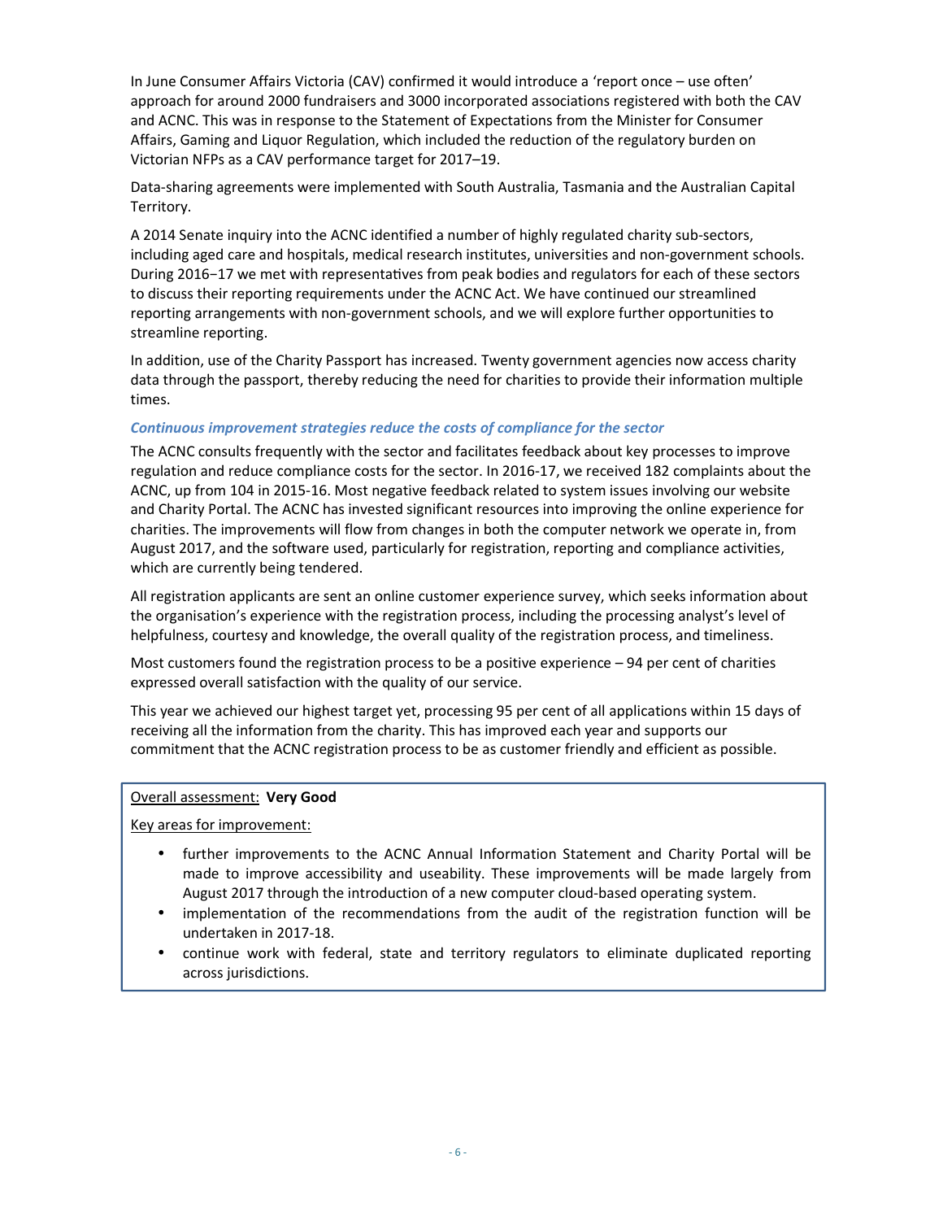In June Consumer Affairs Victoria (CAV) confirmed it would introduce a 'report once – use often' approach for around 2000 fundraisers and 3000 incorporated associations registered with both the CAV and ACNC. This was in response to the Statement of Expectations from the Minister for Consumer Affairs, Gaming and Liquor Regulation, which included the reduction of the regulatory burden on Victorian NFPs as a CAV performance target for 2017–19.

Data-sharing agreements were implemented with South Australia, Tasmania and the Australian Capital Territory.

A 2014 Senate inquiry into the ACNC identified a number of highly regulated charity sub-sectors, including aged care and hospitals, medical research institutes, universities and non-government schools. During 2016−17 we met with representatives from peak bodies and regulators for each of these sectors to discuss their reporting requirements under the ACNC Act. We have continued our streamlined reporting arrangements with non-government schools, and we will explore further opportunities to streamline reporting.

In addition, use of the Charity Passport has increased. Twenty government agencies now access charity data through the passport, thereby reducing the need for charities to provide their information multiple times.

### *Continuous improvement strategies reduce the costs of compliance for the sector*

The ACNC consults frequently with the sector and facilitates feedback about key processes to improve regulation and reduce compliance costs for the sector. In 2016-17, we received 182 complaints about the ACNC, up from 104 in 2015-16. Most negative feedback related to system issues involving our website and Charity Portal. The ACNC has invested significant resources into improving the online experience for charities. The improvements will flow from changes in both the computer network we operate in, from August 2017, and the software used, particularly for registration, reporting and compliance activities, which are currently being tendered.

All registration applicants are sent an online customer experience survey, which seeks information about the organisation's experience with the registration process, including the processing analyst's level of helpfulness, courtesy and knowledge, the overall quality of the registration process, and timeliness.

Most customers found the registration process to be a positive experience – 94 per cent of charities expressed overall satisfaction with the quality of our service.

This year we achieved our highest target yet, processing 95 per cent of all applications within 15 days of receiving all the information from the charity. This has improved each year and supports our commitment that the ACNC registration process to be as customer friendly and efficient as possible.

Overall assessment: **Very Good**

Key areas for improvement:

- further improvements to the ACNC Annual Information Statement and Charity Portal will be made to improve accessibility and useability. These improvements will be made largely from August 2017 through the introduction of a new computer cloud-based operating system.
- implementation of the recommendations from the audit of the registration function will be undertaken in 2017-18.
- continue work with federal, state and territory regulators to eliminate duplicated reporting across jurisdictions.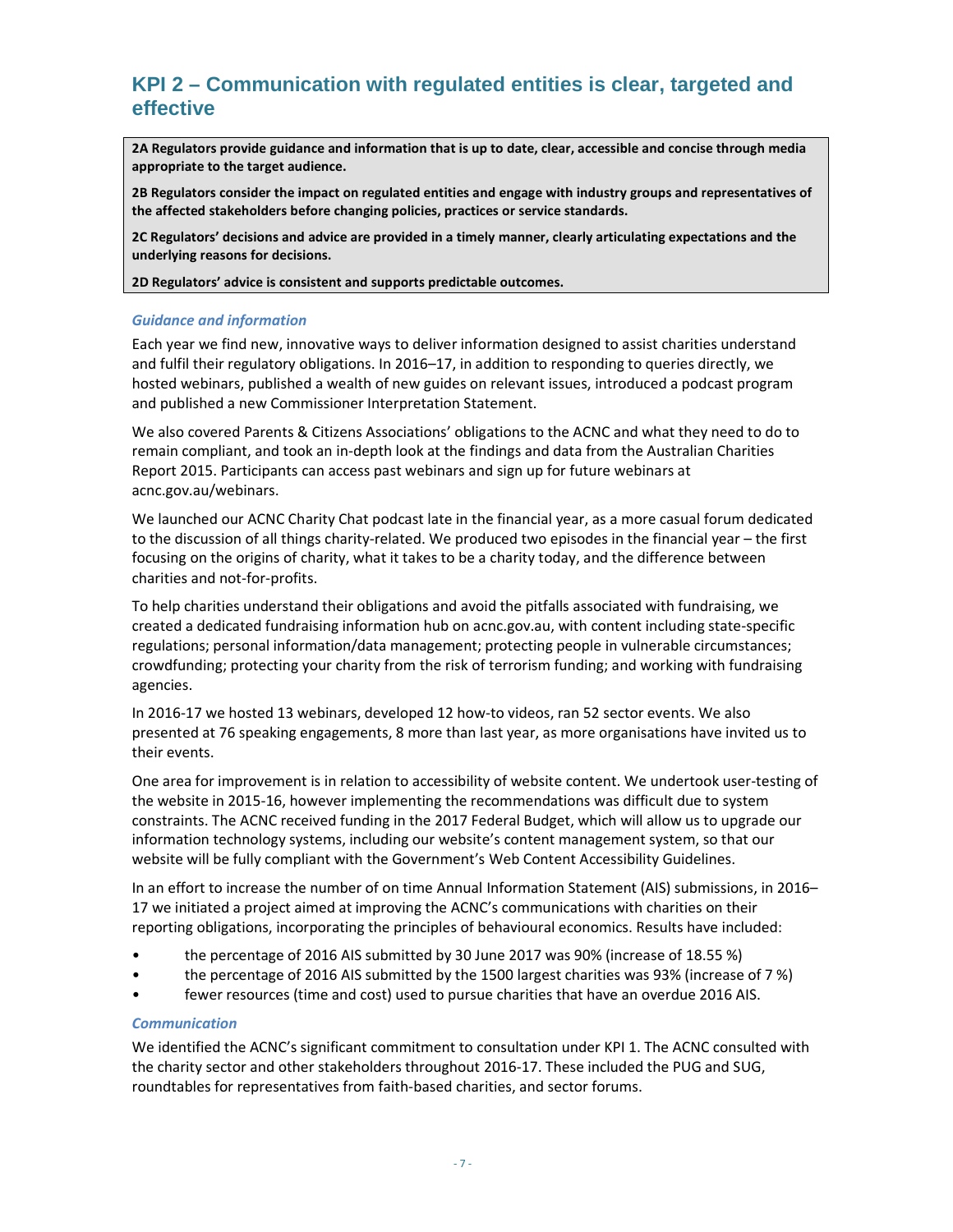## KPI 2 – Communication with regulated entities is clear, targeted and effective

**2A Regulators provide guidance and information that is up to date, clear, accessible and concise through media appropriate to the target audience.**

**2B Regulators consider the impact on regulated entities and engage with industry groups and representatives of the affected stakeholders before changing policies, practices or service standards.**

**2C Regulators' decisions and advice are provided in a timely manner, clearly articulating expectations and the underlying reasons for decisions.**

**2D Regulators' advice is consistent and supports predictable outcomes.**

### *Guidance and information*

Each year we find new, innovative ways to deliver information designed to assist charities understand and fulfil their regulatory obligations. In 2016–17, in addition to responding to queries directly, we hosted webinars, published a wealth of new guides on relevant issues, introduced a podcast program and published a new Commissioner Interpretation Statement.

We also covered Parents & Citizens Associations' obligations to the ACNC and what they need to do to remain compliant, and took an in-depth look at the findings and data from the Australian Charities Report 2015. Participants can access past webinars and sign up for future webinars at acnc.gov.au/webinars.

We launched our ACNC Charity Chat podcast late in the financial year, as a more casual forum dedicated to the discussion of all things charity-related. We produced two episodes in the financial year – the first focusing on the origins of charity, what it takes to be a charity today, and the difference between charities and not-for-profits.

To help charities understand their obligations and avoid the pitfalls associated with fundraising, we created a dedicated fundraising information hub on acnc.gov.au, with content including state-specific regulations; personal information/data management; protecting people in vulnerable circumstances; crowdfunding; protecting your charity from the risk of terrorism funding; and working with fundraising agencies.

In 2016-17 we hosted 13 webinars, developed 12 how-to videos, ran 52 sector events. We also presented at 76 speaking engagements, 8 more than last year, as more organisations have invited us to their events.

One area for improvement is in relation to accessibility of website content. We undertook user-testing of the website in 2015-16, however implementing the recommendations was difficult due to system constraints. The ACNC received funding in the 2017 Federal Budget, which will allow us to upgrade our information technology systems, including our website's content management system, so that our website will be fully compliant with the Government's Web Content Accessibility Guidelines.

In an effort to increase the number of on time Annual Information Statement (AIS) submissions, in 2016–17 we initiated a project aimed at improving the ACNC's communications with charities on their reporting obligations, incorporating the principles of behavioural economics. Results have included:

- the percentage of 2016 AIS submitted by 30 June 2017 was 90% (increase of 18.55 %)
- the percentage of 2016 AIS submitted by the 1500 largest charities was 93% (increase of 7 %)
- fewer resources (time and cost) used to pursue charities that have an overdue 2016 AIS.

### *Communication*

We identified the ACNC's significant commitment to consultation under KPI 1. The ACNC consulted with the charity sector and other stakeholders throughout 2016-17. These included the PUG and SUG, roundtables for representatives from faith-based charities, and sector forums.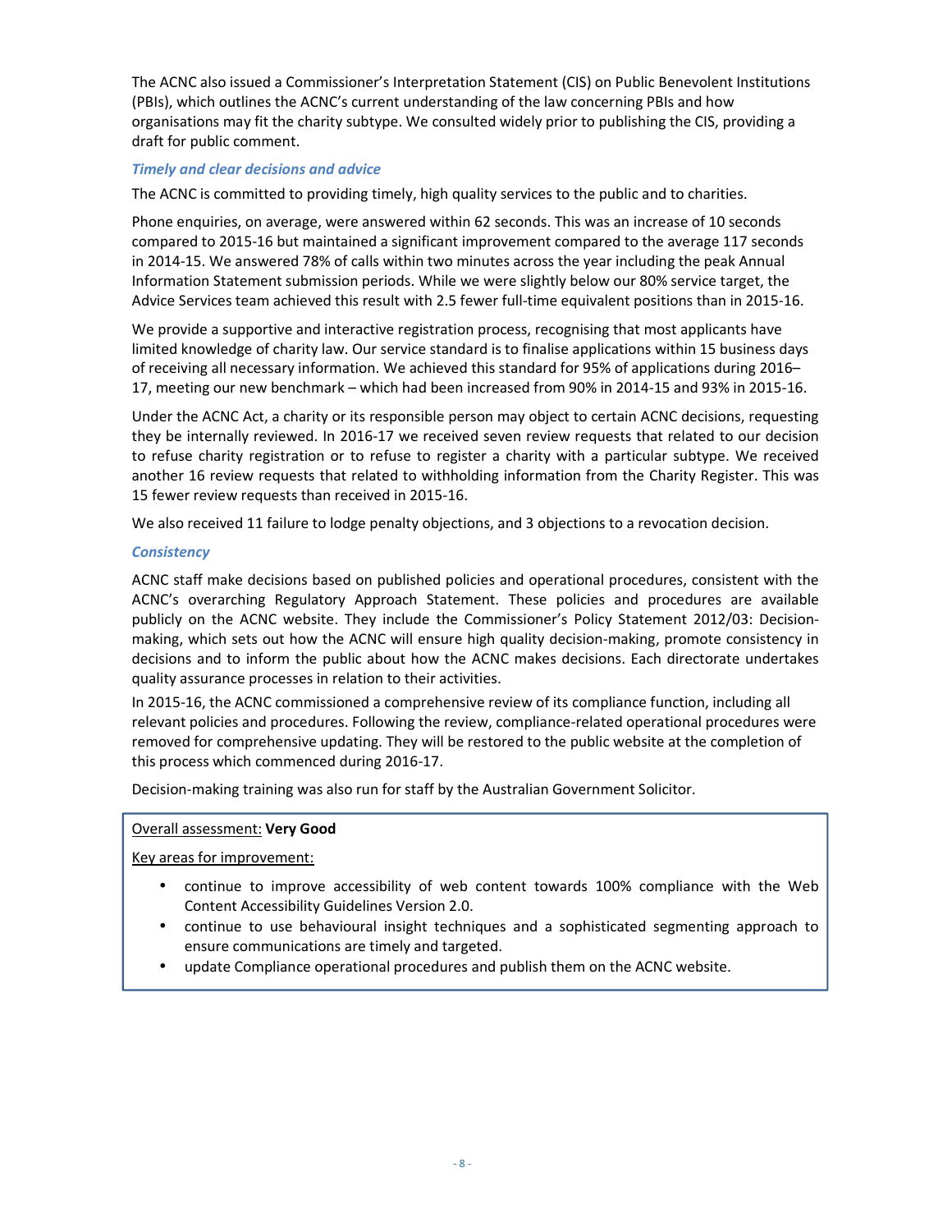The ACNC also issued a Commissioner's Interpretation Statement (CIS) on Public Benevolent Institutions (PBIs), which outlines the ACNC's current understanding of the law concerning PBIs and how organisations may fit the charity subtype. We consulted widely prior to publishing the CIS, providing a draft for public comment.

### *Timely and clear decisions and advice*

The ACNC is committed to providing timely, high quality services to the public and to charities.

Phone enquiries, on average, were answered within 62 seconds. This was an increase of 10 seconds compared to 2015-16 but maintained a significant improvement compared to the average 117 seconds in 2014-15. We answered 78% of calls within two minutes across the year including the peak Annual Information Statement submission periods. While we were slightly below our 80% service target, the Advice Services team achieved this result with 2.5 fewer full-time equivalent positions than in 2015-16.

We provide a supportive and interactive registration process, recognising that most applicants have limited knowledge of charity law. Our service standard is to finalise applications within 15 business days of receiving all necessary information. We achieved this standard for 95% of applications during 2016–17, meeting our new benchmark – which had been increased from 90% in 2014-15 and 93% in 2015-16.

Under the ACNC Act, a charity or its responsible person may object to certain ACNC decisions, requesting they be internally reviewed. In 2016-17 we received seven review requests that related to our decision to refuse charity registration or to refuse to register a charity with a particular subtype. We received another 16 review requests that related to withholding information from the Charity Register. This was 15 fewer review requests than received in 2015-16.

We also received 11 failure to lodge penalty objections, and 3 objections to a revocation decision.

### *Consistency*

ACNC staff make decisions based on published policies and operational procedures, consistent with the ACNC's overarching Regulatory Approach Statement. These policies and procedures are available publicly on the ACNC website. They include the Commissioner's Policy Statement 2012/03: Decision-making, which sets out how the ACNC will ensure high quality decision-making, promote consistency in decisions and to inform the public about how the ACNC makes decisions. Each directorate undertakes quality assurance processes in relation to their activities.

In 2015-16, the ACNC commissioned a comprehensive review of its compliance function, including all relevant policies and procedures. Following the review, compliance-related operational procedures were removed for comprehensive updating. They will be restored to the public website at the completion of this process which commenced during 2016-17.

Decision-making training was also run for staff by the Australian Government Solicitor.

Overall assessment: **Very Good**

Key areas for improvement:

- continue to improve accessibility of web content towards 100% compliance with the Web Content Accessibility Guidelines Version 2.0.
- continue to use behavioural insight techniques and a sophisticated segmenting approach to ensure communications are timely and targeted.
- update Compliance operational procedures and publish them on the ACNC website.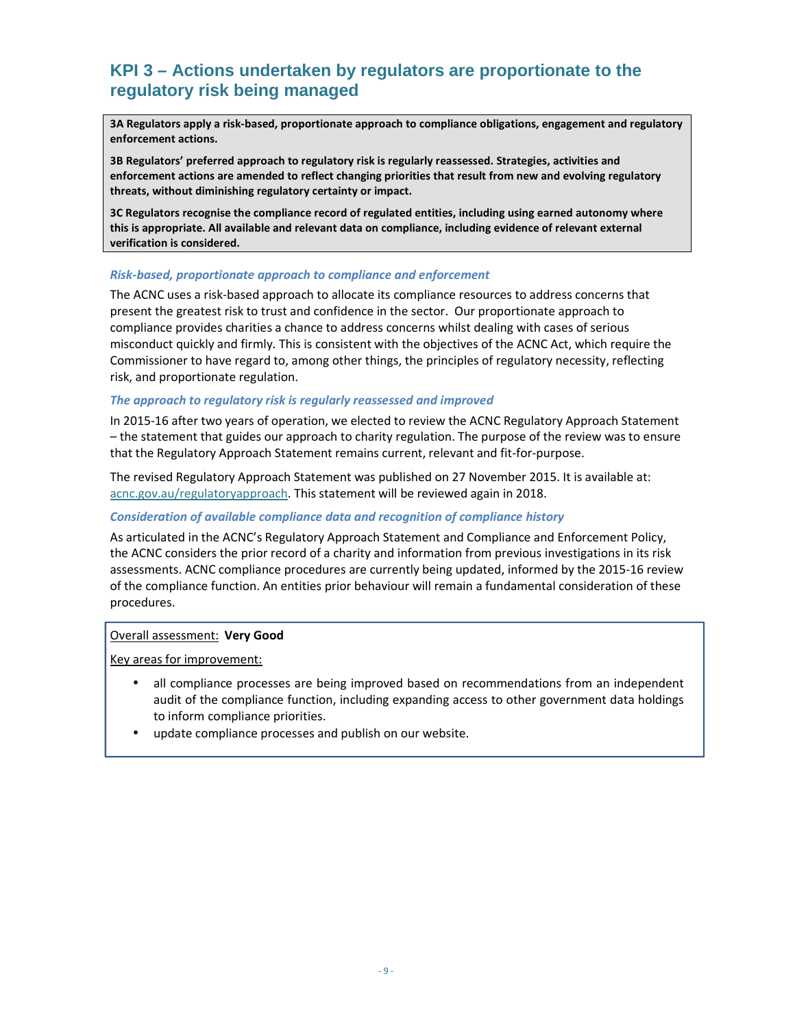## KPI 3 – Actions undertaken by regulators are proportionate to the regulatory risk being managed

**3A Regulators apply a risk-based, proportionate approach to compliance obligations, engagement and regulatory enforcement actions.**

**3B Regulators' preferred approach to regulatory risk is regularly reassessed. Strategies, activities and enforcement actions are amended to reflect changing priorities that result from new and evolving regulatory threats, without diminishing regulatory certainty or impact.**

**3C Regulators recognise the compliance record of regulated entities, including using earned autonomy where this is appropriate. All available and relevant data on compliance, including evidence of relevant external verification is considered.**

***Risk-based, proportionate approach to compliance and enforcement***

The ACNC uses a risk-based approach to allocate its compliance resources to address concerns that present the greatest risk to trust and confidence in the sector. Our proportionate approach to compliance provides charities a chance to address concerns whilst dealing with cases of serious misconduct quickly and firmly. This is consistent with the objectives of the ACNC Act, which require the Commissioner to have regard to, among other things, the principles of regulatory necessity, reflecting risk, and proportionate regulation.

***The approach to regulatory risk is regularly reassessed and improved***

In 2015-16 after two years of operation, we elected to review the ACNC Regulatory Approach Statement – the statement that guides our approach to charity regulation. The purpose of the review was to ensure that the Regulatory Approach Statement remains current, relevant and fit-for-purpose.

The revised Regulatory Approach Statement was published on 27 November 2015. It is available at: acnc.gov.au/regulatoryapproach. This statement will be reviewed again in 2018.

***Consideration of available compliance data and recognition of compliance history***

As articulated in the ACNC's Regulatory Approach Statement and Compliance and Enforcement Policy, the ACNC considers the prior record of a charity and information from previous investigations in its risk assessments. ACNC compliance procedures are currently being updated, informed by the 2015-16 review of the compliance function. An entities prior behaviour will remain a fundamental consideration of these procedures.

Overall assessment: **Very Good**

Key areas for improvement:

- all compliance processes are being improved based on recommendations from an independent audit of the compliance function, including expanding access to other government data holdings to inform compliance priorities.
- update compliance processes and publish on our website.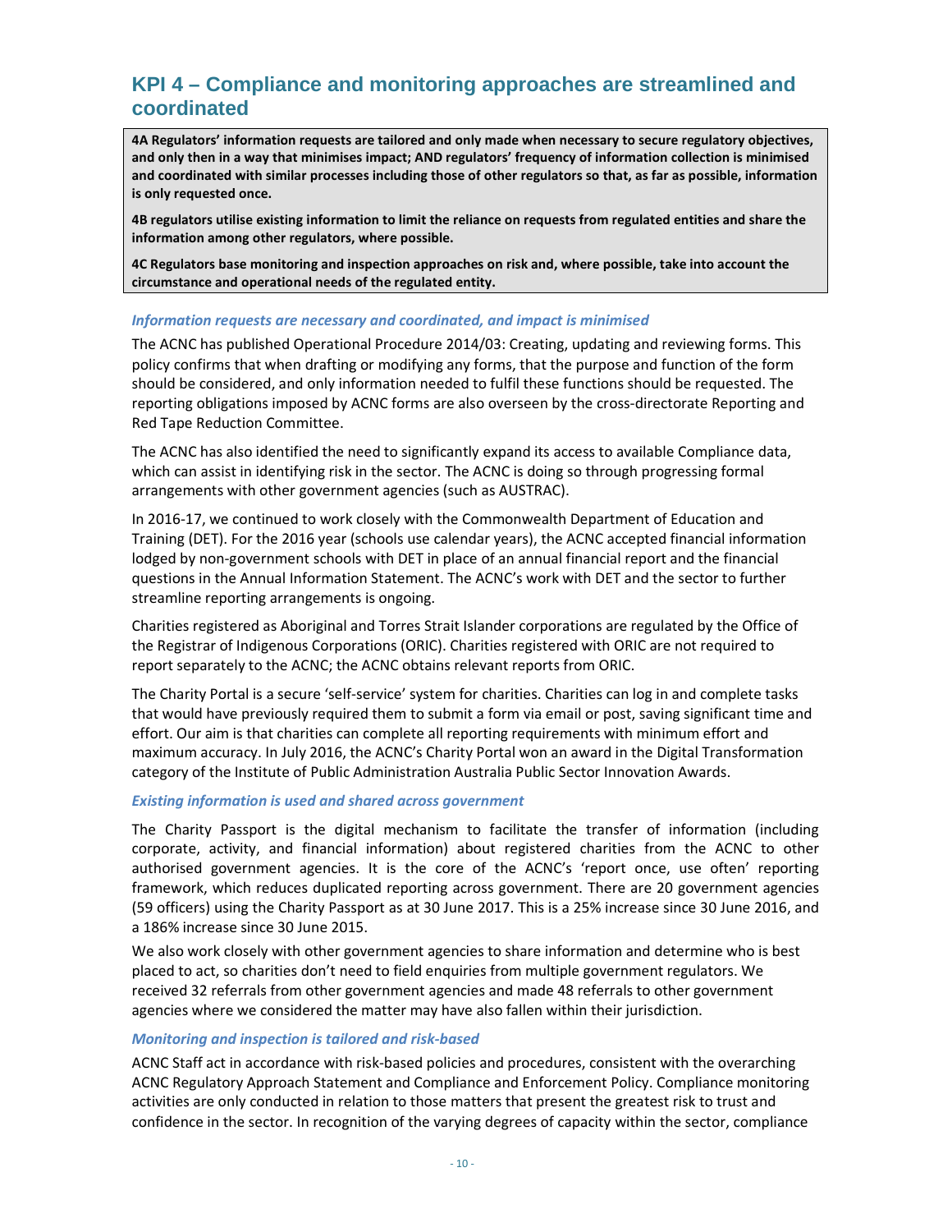## KPI 4 – Compliance and monitoring approaches are streamlined and coordinated

**4A Regulators' information requests are tailored and only made when necessary to secure regulatory objectives, and only then in a way that minimises impact; AND regulators' frequency of information collection is minimised and coordinated with similar processes including those of other regulators so that, as far as possible, information is only requested once.**

**4B regulators utilise existing information to limit the reliance on requests from regulated entities and share the information among other regulators, where possible.**

**4C Regulators base monitoring and inspection approaches on risk and, where possible, take into account the circumstance and operational needs of the regulated entity.**

### *Information requests are necessary and coordinated, and impact is minimised*

The ACNC has published Operational Procedure 2014/03: Creating, updating and reviewing forms. This policy confirms that when drafting or modifying any forms, that the purpose and function of the form should be considered, and only information needed to fulfil these functions should be requested. The reporting obligations imposed by ACNC forms are also overseen by the cross-directorate Reporting and Red Tape Reduction Committee.

The ACNC has also identified the need to significantly expand its access to available Compliance data, which can assist in identifying risk in the sector. The ACNC is doing so through progressing formal arrangements with other government agencies (such as AUSTRAC).

In 2016-17, we continued to work closely with the Commonwealth Department of Education and Training (DET). For the 2016 year (schools use calendar years), the ACNC accepted financial information lodged by non-government schools with DET in place of an annual financial report and the financial questions in the Annual Information Statement. The ACNC's work with DET and the sector to further streamline reporting arrangements is ongoing.

Charities registered as Aboriginal and Torres Strait Islander corporations are regulated by the Office of the Registrar of Indigenous Corporations (ORIC). Charities registered with ORIC are not required to report separately to the ACNC; the ACNC obtains relevant reports from ORIC.

The Charity Portal is a secure 'self-service' system for charities. Charities can log in and complete tasks that would have previously required them to submit a form via email or post, saving significant time and effort. Our aim is that charities can complete all reporting requirements with minimum effort and maximum accuracy. In July 2016, the ACNC's Charity Portal won an award in the Digital Transformation category of the Institute of Public Administration Australia Public Sector Innovation Awards.

### *Existing information is used and shared across government*

The Charity Passport is the digital mechanism to facilitate the transfer of information (including corporate, activity, and financial information) about registered charities from the ACNC to other authorised government agencies. It is the core of the ACNC's 'report once, use often' reporting framework, which reduces duplicated reporting across government. There are 20 government agencies (59 officers) using the Charity Passport as at 30 June 2017. This is a 25% increase since 30 June 2016, and a 186% increase since 30 June 2015.

We also work closely with other government agencies to share information and determine who is best placed to act, so charities don't need to field enquiries from multiple government regulators. We received 32 referrals from other government agencies and made 48 referrals to other government agencies where we considered the matter may have also fallen within their jurisdiction.

### *Monitoring and inspection is tailored and risk-based*

ACNC Staff act in accordance with risk-based policies and procedures, consistent with the overarching ACNC Regulatory Approach Statement and Compliance and Enforcement Policy. Compliance monitoring activities are only conducted in relation to those matters that present the greatest risk to trust and confidence in the sector. In recognition of the varying degrees of capacity within the sector, compliance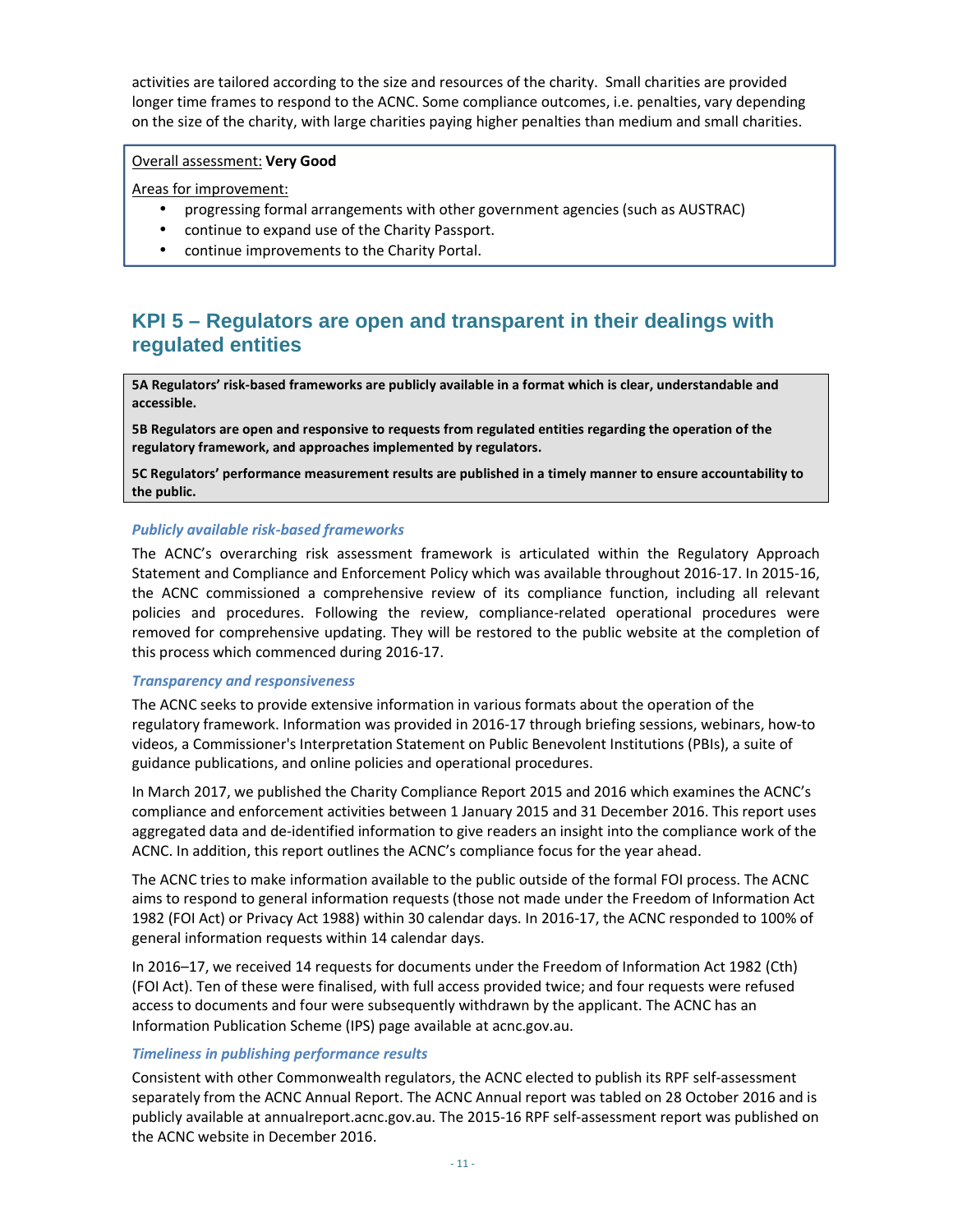activities are tailored according to the size and resources of the charity. Small charities are provided longer time frames to respond to the ACNC. Some compliance outcomes, i.e. penalties, vary depending on the size of the charity, with large charities paying higher penalties than medium and small charities.

Overall assessment: **Very Good**

Areas for improvement:

- progressing formal arrangements with other government agencies (such as AUSTRAC)
- continue to expand use of the Charity Passport.
- continue improvements to the Charity Portal.

## KPI 5 – Regulators are open and transparent in their dealings with regulated entities

**5A Regulators' risk-based frameworks are publicly available in a format which is clear, understandable and accessible.**

**5B Regulators are open and responsive to requests from regulated entities regarding the operation of the regulatory framework, and approaches implemented by regulators.**

**5C Regulators' performance measurement results are published in a timely manner to ensure accountability to the public.**

### *Publicly available risk-based frameworks*

The ACNC's overarching risk assessment framework is articulated within the Regulatory Approach Statement and Compliance and Enforcement Policy which was available throughout 2016-17. In 2015-16, the ACNC commissioned a comprehensive review of its compliance function, including all relevant policies and procedures. Following the review, compliance-related operational procedures were removed for comprehensive updating. They will be restored to the public website at the completion of this process which commenced during 2016-17.

### *Transparency and responsiveness*

The ACNC seeks to provide extensive information in various formats about the operation of the regulatory framework. Information was provided in 2016-17 through briefing sessions, webinars, how-to videos, a Commissioner's Interpretation Statement on Public Benevolent Institutions (PBIs), a suite of guidance publications, and online policies and operational procedures.

In March 2017, we published the Charity Compliance Report 2015 and 2016 which examines the ACNC's compliance and enforcement activities between 1 January 2015 and 31 December 2016. This report uses aggregated data and de-identified information to give readers an insight into the compliance work of the ACNC. In addition, this report outlines the ACNC's compliance focus for the year ahead.

The ACNC tries to make information available to the public outside of the formal FOI process. The ACNC aims to respond to general information requests (those not made under the Freedom of Information Act 1982 (FOI Act) or Privacy Act 1988) within 30 calendar days. In 2016-17, the ACNC responded to 100% of general information requests within 14 calendar days.

In 2016–17, we received 14 requests for documents under the Freedom of Information Act 1982 (Cth) (FOI Act). Ten of these were finalised, with full access provided twice; and four requests were refused access to documents and four were subsequently withdrawn by the applicant. The ACNC has an Information Publication Scheme (IPS) page available at acnc.gov.au.

### *Timeliness in publishing performance results*

Consistent with other Commonwealth regulators, the ACNC elected to publish its RPF self-assessment separately from the ACNC Annual Report. The ACNC Annual report was tabled on 28 October 2016 and is publicly available at annualreport.acnc.gov.au. The 2015-16 RPF self-assessment report was published on the ACNC website in December 2016.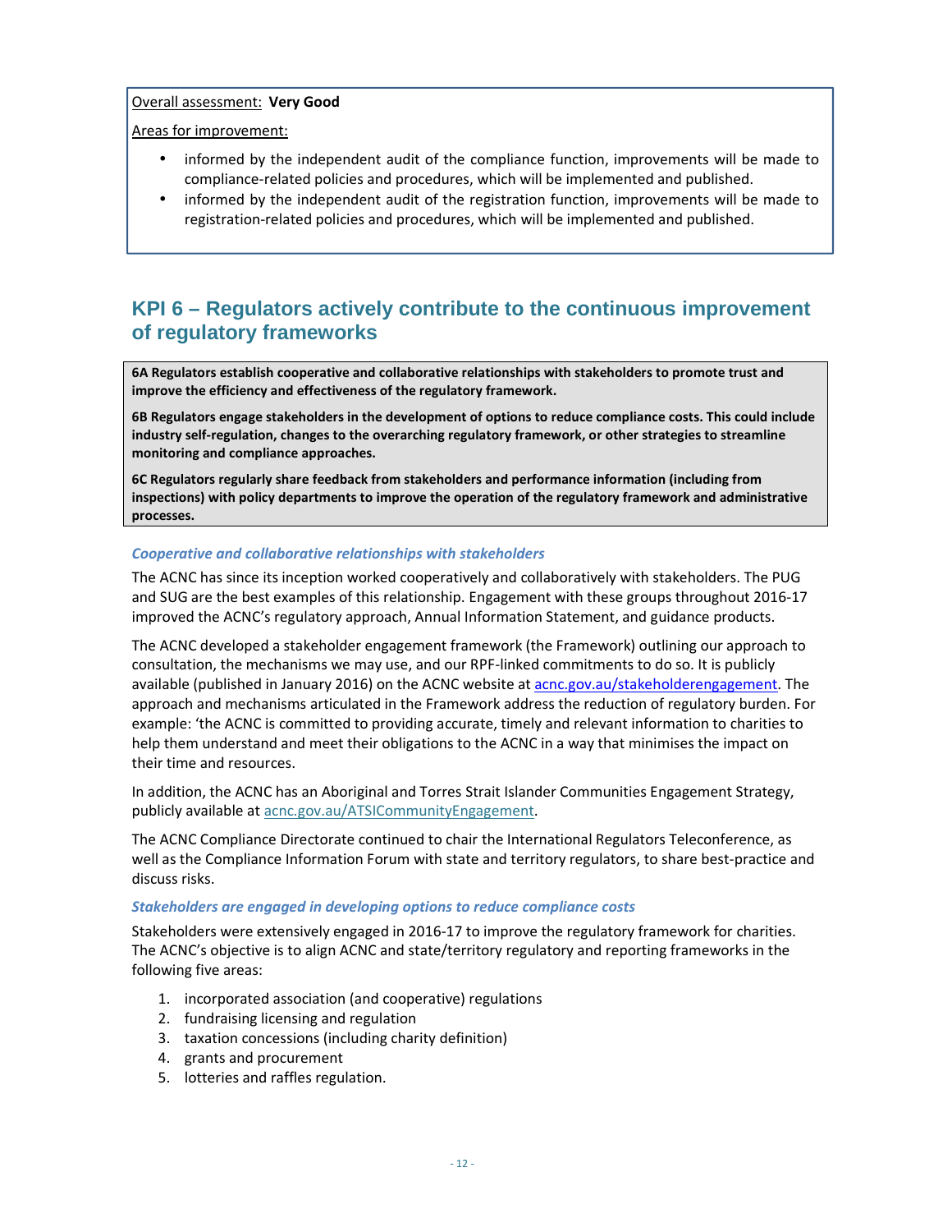Overall assessment: **Very Good**

Areas for improvement:

- informed by the independent audit of the compliance function, improvements will be made to compliance-related policies and procedures, which will be implemented and published.
- informed by the independent audit of the registration function, improvements will be made to registration-related policies and procedures, which will be implemented and published.

## KPI 6 – Regulators actively contribute to the continuous improvement of regulatory frameworks

**6A Regulators establish cooperative and collaborative relationships with stakeholders to promote trust and improve the efficiency and effectiveness of the regulatory framework.**

**6B Regulators engage stakeholders in the development of options to reduce compliance costs. This could include industry self-regulation, changes to the overarching regulatory framework, or other strategies to streamline monitoring and compliance approaches.**

**6C Regulators regularly share feedback from stakeholders and performance information (including from inspections) with policy departments to improve the operation of the regulatory framework and administrative processes.**

### *Cooperative and collaborative relationships with stakeholders*

The ACNC has since its inception worked cooperatively and collaboratively with stakeholders. The PUG and SUG are the best examples of this relationship. Engagement with these groups throughout 2016-17 improved the ACNC's regulatory approach, Annual Information Statement, and guidance products.

The ACNC developed a stakeholder engagement framework (the Framework) outlining our approach to consultation, the mechanisms we may use, and our RPF-linked commitments to do so. It is publicly available (published in January 2016) on the ACNC website at acnc.gov.au/stakeholderengagement. The approach and mechanisms articulated in the Framework address the reduction of regulatory burden. For example: 'the ACNC is committed to providing accurate, timely and relevant information to charities to help them understand and meet their obligations to the ACNC in a way that minimises the impact on their time and resources.

In addition, the ACNC has an Aboriginal and Torres Strait Islander Communities Engagement Strategy, publicly available at acnc.gov.au/ATSICommunityEngagement.

The ACNC Compliance Directorate continued to chair the International Regulators Teleconference, as well as the Compliance Information Forum with state and territory regulators, to share best-practice and discuss risks.

### *Stakeholders are engaged in developing options to reduce compliance costs*

Stakeholders were extensively engaged in 2016-17 to improve the regulatory framework for charities. The ACNC's objective is to align ACNC and state/territory regulatory and reporting frameworks in the following five areas:

1. incorporated association (and cooperative) regulations
2. fundraising licensing and regulation
3. taxation concessions (including charity definition)
4. grants and procurement
5. lotteries and raffles regulation.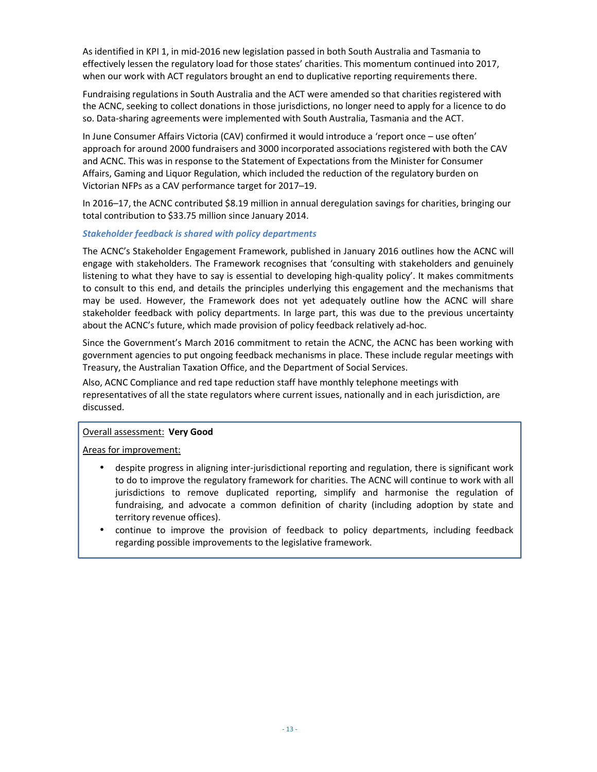As identified in KPI 1, in mid-2016 new legislation passed in both South Australia and Tasmania to effectively lessen the regulatory load for those states' charities. This momentum continued into 2017, when our work with ACT regulators brought an end to duplicative reporting requirements there.

Fundraising regulations in South Australia and the ACT were amended so that charities registered with the ACNC, seeking to collect donations in those jurisdictions, no longer need to apply for a licence to do so. Data-sharing agreements were implemented with South Australia, Tasmania and the ACT.

In June Consumer Affairs Victoria (CAV) confirmed it would introduce a 'report once – use often' approach for around 2000 fundraisers and 3000 incorporated associations registered with both the CAV and ACNC. This was in response to the Statement of Expectations from the Minister for Consumer Affairs, Gaming and Liquor Regulation, which included the reduction of the regulatory burden on Victorian NFPs as a CAV performance target for 2017–19.

In 2016–17, the ACNC contributed $8.19 million in annual deregulation savings for charities, bringing our total contribution to $33.75 million since January 2014.

***Stakeholder feedback is shared with policy departments***

The ACNC's Stakeholder Engagement Framework, published in January 2016 outlines how the ACNC will engage with stakeholders. The Framework recognises that 'consulting with stakeholders and genuinely listening to what they have to say is essential to developing high-quality policy'. It makes commitments to consult to this end, and details the principles underlying this engagement and the mechanisms that may be used. However, the Framework does not yet adequately outline how the ACNC will share stakeholder feedback with policy departments. In large part, this was due to the previous uncertainty about the ACNC's future, which made provision of policy feedback relatively ad-hoc.

Since the Government's March 2016 commitment to retain the ACNC, the ACNC has been working with government agencies to put ongoing feedback mechanisms in place. These include regular meetings with Treasury, the Australian Taxation Office, and the Department of Social Services.

Also, ACNC Compliance and red tape reduction staff have monthly telephone meetings with representatives of all the state regulators where current issues, nationally and in each jurisdiction, are discussed.

<u>Overall assessment:</u> **Very Good**

<u>Areas for improvement:</u>

- despite progress in aligning inter-jurisdictional reporting and regulation, there is significant work to do to improve the regulatory framework for charities. The ACNC will continue to work with all jurisdictions to remove duplicated reporting, simplify and harmonise the regulation of fundraising, and advocate a common definition of charity (including adoption by state and territory revenue offices).
- continue to improve the provision of feedback to policy departments, including feedback regarding possible improvements to the legislative framework.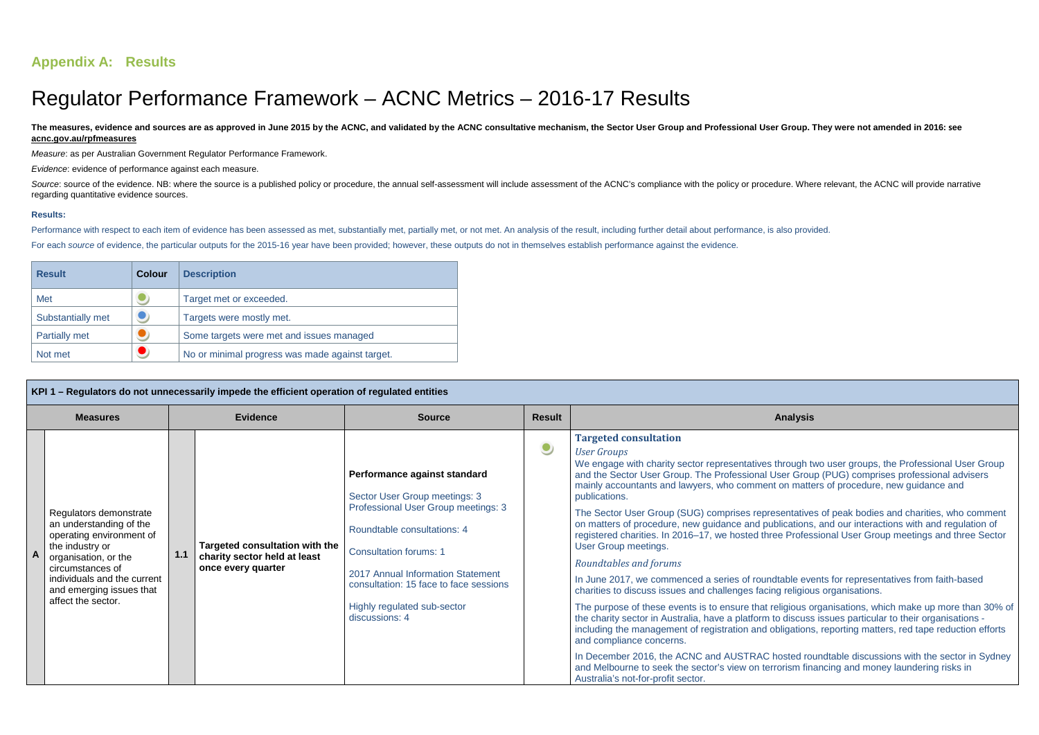## Appendix A: Results

# Regulator Performance Framework – ACNC Metrics – 2016-17 Results

**The measures, evidence and sources are as approved in June 2015 by the ACNC, and validated by the ACNC consultative mechanism, the Sector User Group and Professional User Group. They were not amended in 2016: see acnc.gov.au/rpfmeasures**

*Measure*: as per Australian Government Regulator Performance Framework.

*Evidence*: evidence of performance against each measure.

*Source*: source of the evidence. NB: where the source is a published policy or procedure, the annual self-assessment will include assessment of the ACNC's compliance with the policy or procedure. Where relevant, the ACNC will provide narrative regarding quantitative evidence sources.

**Results:**

Performance with respect to each item of evidence has been assessed as met, substantially met, partially met, or not met. An analysis of the result, including further detail about performance, is also provided.

For each *source* of evidence, the particular outputs for the 2015-16 year have been provided; however, these outputs do not in themselves establish performance against the evidence.

| Result | Colour | Description |
|---|---|---|
| Met | Green | Target met or exceeded. |
| Substantially met | Blue | Targets were mostly met. |
| Partially met | Orange | Some targets were met and issues managed |
| Not met | Red | No or minimal progress was made against target. |

**KPI 1 – Regulators do not unnecessarily impede the efficient operation of regulated entities**

| | Measures | | Evidence | Source | Result | Analysis |
|---|---|---|---|---|---|---|
| A | Regulators demonstrate an understanding of the operating environment of the industry or organisation, or the circumstances of individuals and the current and emerging issues that affect the sector. | 1.1 | **Targeted consultation with the charity sector held at least once every quarter** | **Performance against standard**<br><br>Sector User Group meetings: 3<br>Professional User Group meetings: 3<br><br>Roundtable consultations: 4<br><br>Consultation forums: 1<br><br>2017 Annual Information Statement consultation: 15 face to face sessions<br><br>Highly regulated sub-sector discussions: 4 | Met (Green) | **Targeted consultation**<br><br>*User Groups*<br><br>We engage with charity sector representatives through two user groups, the Professional User Group and the Sector User Group. The Professional User Group (PUG) comprises professional advisers mainly accountants and lawyers, who comment on matters of procedure, new guidance and publications.<br><br>The Sector User Group (SUG) comprises representatives of peak bodies and charities, who comment on matters of procedure, new guidance and publications, and our interactions with and regulation of registered charities. In 2016–17, we hosted three Professional User Group meetings and three Sector User Group meetings.<br><br>*Roundtables and forums*<br><br>In June 2017, we commenced a series of roundtable events for representatives from faith-based charities to discuss issues and challenges facing religious organisations.<br><br>The purpose of these events is to ensure that religious organisations, which make up more than 30% of the charity sector in Australia, have a platform to discuss issues particular to their organisations - including the management of registration and obligations, reporting matters, red tape reduction efforts and compliance concerns.<br><br>In December 2016, the ACNC and AUSTRAC hosted roundtable discussions with the sector in Sydney and Melbourne to seek the sector's view on terrorism financing and money laundering risks in Australia's not-for-profit sector. |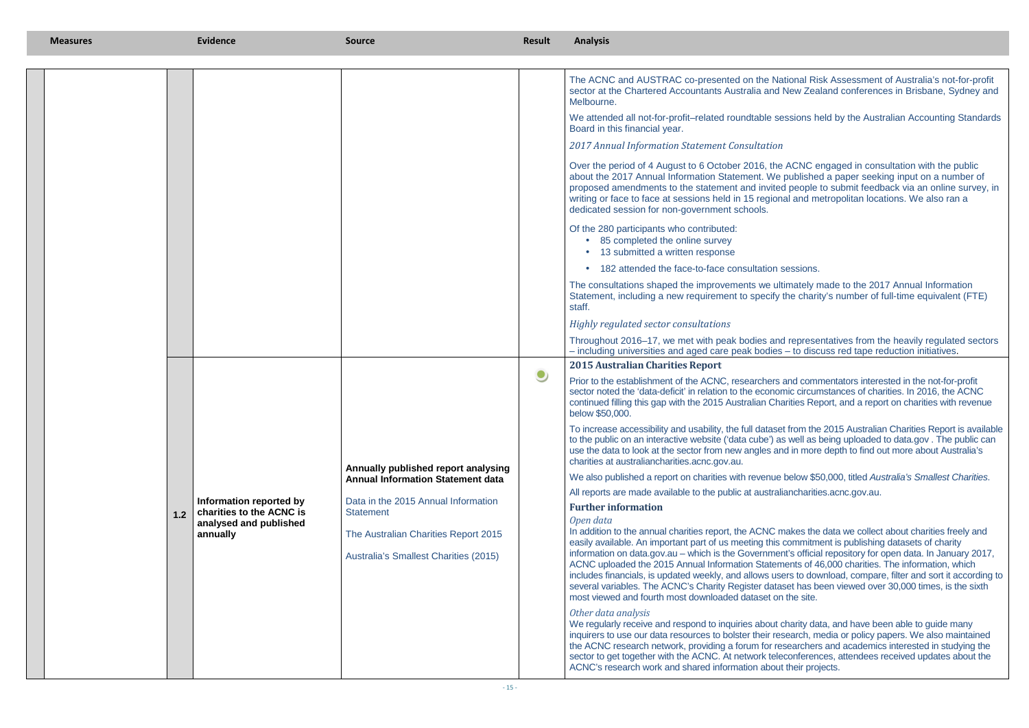| Measures | | Evidence | Source | Result | Analysis |
|---|---|---|---|---|---|
| | | | | | The ACNC and AUSTRAC co-presented on the National Risk Assessment of Australia's not-for-profit sector at the Chartered Accountants Australia and New Zealand conferences in Brisbane, Sydney and Melbourne.<br><br>We attended all not-for-profit–related roundtable sessions held by the Australian Accounting Standards Board in this financial year.<br><br>*2017 Annual Information Statement Consultation*<br><br>Over the period of 4 August to 6 October 2016, the ACNC engaged in consultation with the public about the 2017 Annual Information Statement. We published a paper seeking input on a number of proposed amendments to the statement and invited people to submit feedback via an online survey, in writing or face to face at sessions held in 15 regional and metropolitan locations. We also ran a dedicated session for non-government schools.<br><br>Of the 280 participants who contributed:<br>• 85 completed the online survey<br>• 13 submitted a written response<br>• 182 attended the face-to-face consultation sessions.<br><br>The consultations shaped the improvements we ultimately made to the 2017 Annual Information Statement, including a new requirement to specify the charity's number of full-time equivalent (FTE) staff.<br><br>*Highly regulated sector consultations*<br><br>Throughout 2016–17, we met with peak bodies and representatives from the heavily regulated sectors – including universities and aged care peak bodies – to discuss red tape reduction initiatives. |
| | 1.2 | **Information reported by charities to the ACNC is analysed and published annually** | **Annually published report analysing Annual Information Statement data**<br><br>Data in the 2015 Annual Information Statement<br><br>The Australian Charities Report 2015<br><br>Australia's Smallest Charities (2015) | ● | **2015 Australian Charities Report**<br><br>Prior to the establishment of the ACNC, researchers and commentators interested in the not-for-profit sector noted the 'data-deficit' in relation to the economic circumstances of charities. In 2016, the ACNC continued filling this gap with the 2015 Australian Charities Report, and a report on charities with revenue below $50,000.<br><br>To increase accessibility and usability, the full dataset from the 2015 Australian Charities Report is available to the public on an interactive website ('data cube') as well as being uploaded to data.gov . The public can use the data to look at the sector from new angles and in more depth to find out more about Australia's charities at australiancharities.acnc.gov.au.<br><br>We also published a report on charities with revenue below $50,000, titled *Australia's Smallest Charities*.<br><br>All reports are made available to the public at australiancharities.acnc.gov.au.<br><br>**Further information**<br><br>*Open data*<br>In addition to the annual charities report, the ACNC makes the data we collect about charities freely and easily available. An important part of us meeting this commitment is publishing datasets of charity information on data.gov.au – which is the Government's official repository for open data. In January 2017, ACNC uploaded the 2015 Annual Information Statements of 46,000 charities. The information, which includes financials, is updated weekly, and allows users to download, compare, filter and sort it according to several variables. The ACNC's Charity Register dataset has been viewed over 30,000 times, is the sixth most viewed and fourth most downloaded dataset on the site.<br><br>*Other data analysis*<br>We regularly receive and respond to inquiries about charity data, and have been able to guide many inquirers to use our data resources to bolster their research, media or policy papers. We also maintained the ACNC research network, providing a forum for researchers and academics interested in studying the sector to get together with the ACNC. At network teleconferences, attendees received updates about the ACNC's research work and shared information about their projects. |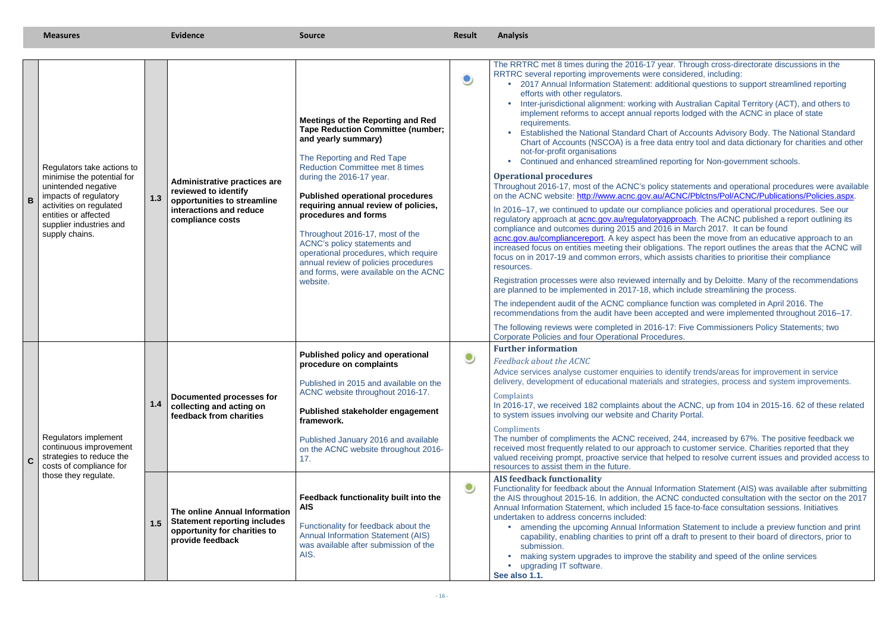| | Measures | | Evidence | Source | Result | Analysis |
|---|---|---|---|---|---|---|
| **B** | Regulators take actions to minimise the potential for unintended negative impacts of regulatory activities on regulated entities or affected supplier industries and supply chains. | **1.3** | **Administrative practices are reviewed to identify opportunities to streamline interactions and reduce compliance costs** | **Meetings of the Reporting and Red Tape Reduction Committee (number; and yearly summary)**<br><br>The Reporting and Red Tape Reduction Committee met 8 times during the 2016-17 year.<br><br>**Published operational procedures requiring annual review of policies, procedures and forms**<br><br>Throughout 2016-17, most of the ACNC's policy statements and operational procedures, which require annual review of policies procedures and forms, were available on the ACNC website. | ● | The RRTRC met 8 times during the 2016-17 year. Through cross-directorate discussions in the RRTRC several reporting improvements were considered, including:<br>• 2017 Annual Information Statement: additional questions to support streamlined reporting efforts with other regulators.<br>• Inter-jurisdictional alignment: working with Australian Capital Territory (ACT), and others to implement reforms to accept annual reports lodged with the ACNC in place of state requirements.<br>• Established the National Standard Chart of Accounts Advisory Body. The National Standard Chart of Accounts (NSCOA) is a free data entry tool and data dictionary for charities and other not-for-profit organisations<br>• Continued and enhanced streamlined reporting for Non-government schools.<br><br>**Operational procedures**<br>Throughout 2016-17, most of the ACNC's policy statements and operational procedures were available on the ACNC website: http://www.acnc.gov.au/ACNC/Pblctns/Pol/ACNC/Publications/Policies.aspx.<br><br>In 2016–17, we continued to update our compliance policies and operational procedures. See our regulatory approach at acnc.gov.au/regulatoryapproach. The ACNC published a report outlining its compliance and outcomes during 2015 and 2016 in March 2017. It can be found acnc.gov.au/compliancereport. A key aspect has been the move from an educative approach to an increased focus on entities meeting their obligations. The report outlines the areas that the ACNC will focus on in 2017-19 and common errors, which assists charities to prioritise their compliance resources.<br><br>Registration processes were also reviewed internally and by Deloitte. Many of the recommendations are planned to be implemented in 2017-18, which include streamlining the process.<br><br>The independent audit of the ACNC compliance function was completed in April 2016. The recommendations from the audit have been accepted and were implemented throughout 2016–17.<br><br>The following reviews were completed in 2016-17: Five Commissioners Policy Statements; two Corporate Policies and four Operational Procedures. |
| **C** | Regulators implement continuous improvement strategies to reduce the costs of compliance for those they regulate. | **1.4** | **Documented processes for collecting and acting on feedback from charities** | **Published policy and operational procedure on complaints**<br><br>Published in 2015 and available on the ACNC website throughout 2016-17.<br><br>**Published stakeholder engagement framework.**<br><br>Published January 2016 and available on the ACNC website throughout 2016-17. | ● | **Further information**<br>*Feedback about the ACNC*<br>Advice services analyse customer enquiries to identify trends/areas for improvement in service delivery, development of educational materials and strategies, process and system improvements.<br><br>Complaints<br>In 2016-17, we received 182 complaints about the ACNC, up from 104 in 2015-16. 62 of these related to system issues involving our website and Charity Portal.<br><br>Compliments<br>The number of compliments the ACNC received, 244, increased by 67%. The positive feedback we received most frequently related to our approach to customer service. Charities reported that they valued receiving prompt, proactive service that helped to resolve current issues and provided access to resources to assist them in the future. |
| | | **1.5** | **The online Annual Information Statement reporting includes opportunity for charities to provide feedback** | **Feedback functionality built into the AIS**<br><br>Functionality for feedback about the Annual Information Statement (AIS) was available after submission of the AIS. | ● | **AIS feedback functionality**<br>Functionality for feedback about the Annual Information Statement (AIS) was available after submitting the AIS throughout 2015-16. In addition, the ACNC conducted consultation with the sector on the 2017 Annual Information Statement, which included 15 face-to-face consultation sessions. Initiatives undertaken to address concerns included:<br>• amending the upcoming Annual Information Statement to include a preview function and print capability, enabling charities to print off a draft to present to their board of directors, prior to submission.<br>• making system upgrades to improve the stability and speed of the online services<br>• upgrading IT software.<br>**See also 1.1.** |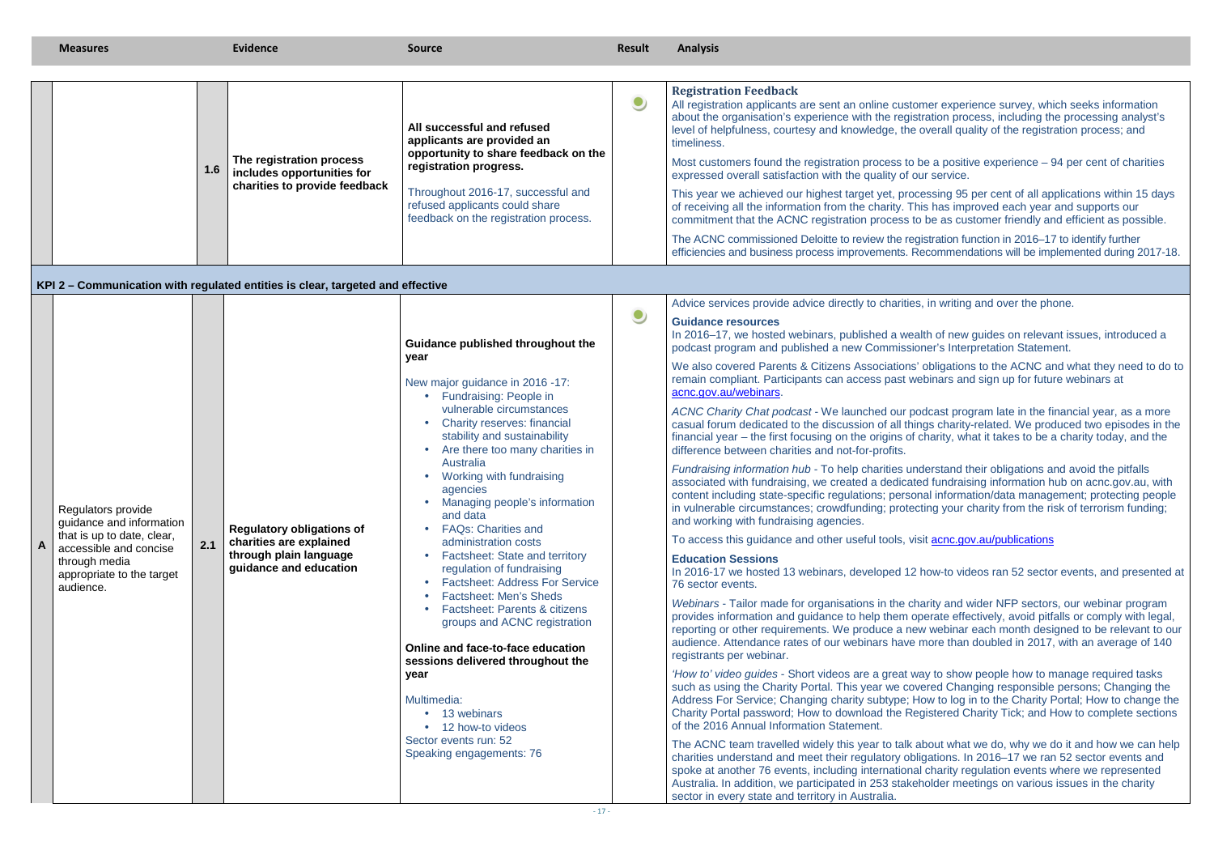| Measures | | | Evidence | Source | Result | Analysis |
|---|---|---|---|---|---|---|
| | | 1.6 | The registration process includes opportunities for charities to provide feedback | **All successful and refused applicants are provided an opportunity to share feedback on the registration progress.**<br><br>Throughout 2016-17, successful and refused applicants could share feedback on the registration process. | ● | **Registration Feedback**<br>All registration applicants are sent an online customer experience survey, which seeks information about the organisation's experience with the registration process, including the processing analyst's level of helpfulness, courtesy and knowledge, the overall quality of the registration process; and timeliness.<br><br>Most customers found the registration process to be a positive experience – 94 per cent of charities expressed overall satisfaction with the quality of our service.<br><br>This year we achieved our highest target yet, processing 95 per cent of all applications within 15 days of receiving all the information from the charity. This has improved each year and supports our commitment that the ACNC registration process to be as customer friendly and efficient as possible.<br><br>The ACNC commissioned Deloitte to review the registration function in 2016–17 to identify further efficiencies and business process improvements. Recommendations will be implemented during 2017-18. |
| **KPI 2 – Communication with regulated entities is clear, targeted and effective** | | | | | | |
| A | Regulators provide guidance and information that is up to date, clear, accessible and concise through media appropriate to the target audience. | 2.1 | **Regulatory obligations of charities are explained through plain language guidance and education** | **Guidance published throughout the year**<br><br>New major guidance in 2016 -17:<br>• Fundraising: People in vulnerable circumstances<br>• Charity reserves: financial stability and sustainability<br>• Are there too many charities in Australia<br>• Working with fundraising agencies<br>• Managing people's information and data<br>• FAQs: Charities and administration costs<br>• Factsheet: State and territory regulation of fundraising<br>• Factsheet: Address For Service<br>• Factsheet: Men's Sheds<br>• Factsheet: Parents & citizens groups and ACNC registration<br><br>**Online and face-to-face education sessions delivered throughout the year**<br><br>Multimedia:<br>• 13 webinars<br>• 12 how-to videos<br>Sector events run: 52<br>Speaking engagements: 76 | ● | Advice services provide advice directly to charities, in writing and over the phone.<br><br>**Guidance resources**<br>In 2016–17, we hosted webinars, published a wealth of new guides on relevant issues, introduced a podcast program and published a new Commissioner's Interpretation Statement.<br><br>We also covered Parents & Citizens Associations' obligations to the ACNC and what they need to do to remain compliant. Participants can access past webinars and sign up for future webinars at acnc.gov.au/webinars.<br><br>*ACNC Charity Chat podcast* - We launched our podcast program late in the financial year, as a more casual forum dedicated to the discussion of all things charity-related. We produced two episodes in the financial year – the first focusing on the origins of charity, what it takes to be a charity today, and the difference between charities and not-for-profits.<br><br>*Fundraising information hub* - To help charities understand their obligations and avoid the pitfalls associated with fundraising, we created a dedicated fundraising information hub on acnc.gov.au, with content including state-specific regulations; personal information/data management; protecting people in vulnerable circumstances; crowdfunding; protecting your charity from the risk of terrorism funding; and working with fundraising agencies.<br><br>To access this guidance and other useful tools, visit acnc.gov.au/publications<br><br>**Education Sessions**<br>In 2016-17 we hosted 13 webinars, developed 12 how-to videos ran 52 sector events, and presented at 76 sector events.<br><br>*Webinars* - Tailor made for organisations in the charity and wider NFP sectors, our webinar program provides information and guidance to help them operate effectively, avoid pitfalls or comply with legal, reporting or other requirements. We produce a new webinar each month designed to be relevant to our audience. Attendance rates of our webinars have more than doubled in 2017, with an average of 140 registrants per webinar.<br><br>*'How to' video guides* - Short videos are a great way to show people how to manage required tasks such as using the Charity Portal. This year we covered Changing responsible persons; Changing the Address For Service; Changing charity subtype; How to log in to the Charity Portal; How to change the Charity Portal password; How to download the Registered Charity Tick; and How to complete sections of the 2016 Annual Information Statement.<br><br>The ACNC team travelled widely this year to talk about what we do, why we do it and how we can help charities understand and meet their regulatory obligations. In 2016–17 we ran 52 sector events and spoke at another 76 events, including international charity regulation events where we represented Australia. In addition, we participated in 253 stakeholder meetings on various issues in the charity sector in every state and territory in Australia. |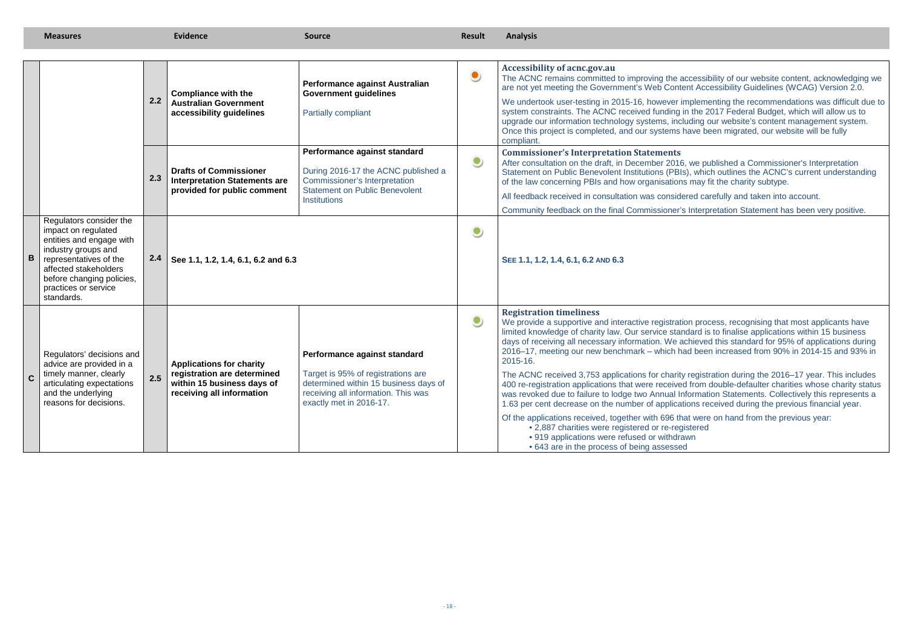| Measures | | | Evidence | Source | Result | Analysis |
|---|---|---|---|---|---|---|
| | | 2.2 | **Compliance with the Australian Government accessibility guidelines** | **Performance against Australian Government guidelines**<br><br>Partially compliant | ● | **Accessibility of acnc.gov.au**<br>The ACNC remains committed to improving the accessibility of our website content, acknowledging we are not yet meeting the Government's Web Content Accessibility Guidelines (WCAG) Version 2.0.<br><br>We undertook user-testing in 2015-16, however implementing the recommendations was difficult due to system constraints. The ACNC received funding in the 2017 Federal Budget, which will allow us to upgrade our information technology systems, including our website's content management system. Once this project is completed, and our systems have been migrated, our website will be fully compliant. |
| | | 2.3 | **Drafts of Commissioner Interpretation Statements are provided for public comment** | **Performance against standard**<br><br>During 2016-17 the ACNC published a Commissioner's Interpretation Statement on Public Benevolent Institutions | ● | **Commissioner's Interpretation Statements**<br>After consultation on the draft, in December 2016, we published a Commissioner's Interpretation Statement on Public Benevolent Institutions (PBIs), which outlines the ACNC's current understanding of the law concerning PBIs and how organisations may fit the charity subtype.<br><br>All feedback received in consultation was considered carefully and taken into account.<br><br>Community feedback on the final Commissioner's Interpretation Statement has been very positive. |
| B | Regulators consider the impact on regulated entities and engage with industry groups and representatives of the affected stakeholders before changing policies, practices or service standards. | 2.4 | **See 1.1, 1.2, 1.4, 6.1, 6.2 and 6.3** | | ● | **SEE 1.1, 1.2, 1.4, 6.1, 6.2 AND 6.3** |
| C | Regulators' decisions and advice are provided in a timely manner, clearly articulating expectations and the underlying reasons for decisions. | 2.5 | **Applications for charity registration are determined within 15 business days of receiving all information** | **Performance against standard**<br><br>Target is 95% of registrations are determined within 15 business days of receiving all information. This was exactly met in 2016-17. | ● | **Registration timeliness**<br>We provide a supportive and interactive registration process, recognising that most applicants have limited knowledge of charity law. Our service standard is to finalise applications within 15 business days of receiving all necessary information. We achieved this standard for 95% of applications during 2016–17, meeting our new benchmark – which had been increased from 90% in 2014-15 and 93% in 2015-16.<br><br>The ACNC received 3,753 applications for charity registration during the 2016–17 year. This includes 400 re-registration applications that were received from double-defaulter charities whose charity status was revoked due to failure to lodge two Annual Information Statements. Collectively this represents a 1.63 per cent decrease on the number of applications received during the previous financial year.<br><br>Of the applications received, together with 696 that were on hand from the previous year:<br>• 2,887 charities were registered or re-registered<br>• 919 applications were refused or withdrawn<br>• 643 are in the process of being assessed |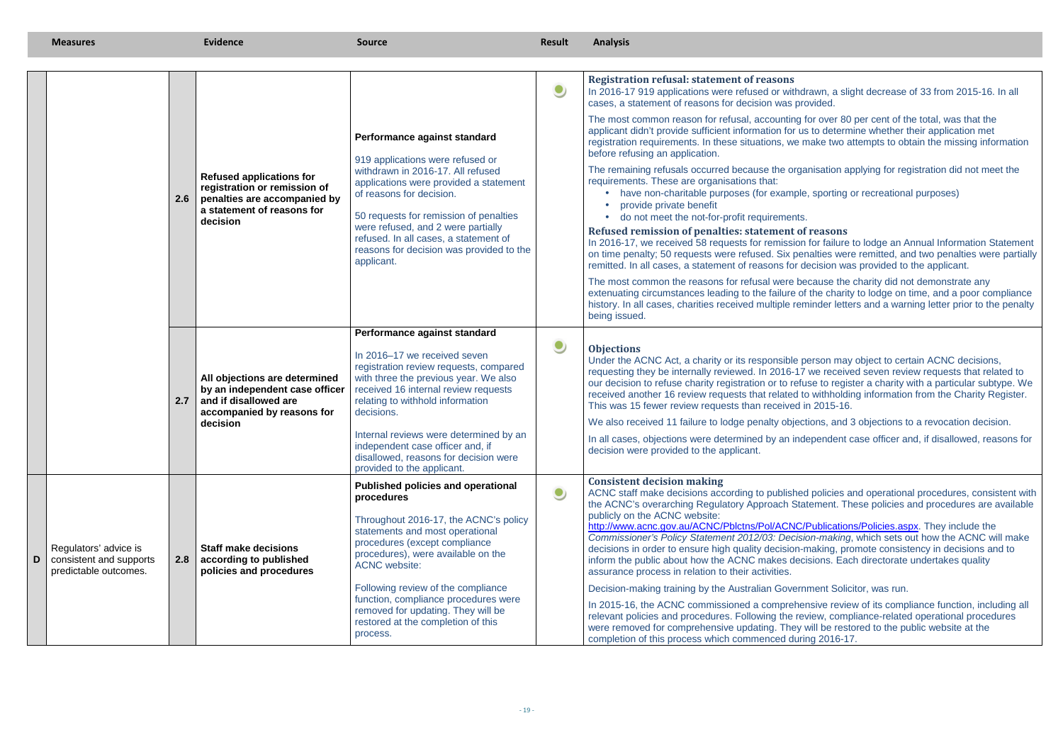| Measures | | | Evidence | Source | Result | Analysis |
|---|---|---|---|---|---|---|
| | | 2.6 | **Refused applications for registration or remission of penalties are accompanied by a statement of reasons for decision** | **Performance against standard**<br><br>919 applications were refused or withdrawn in 2016-17. All refused applications were provided a statement of reasons for decision.<br><br>50 requests for remission of penalties were refused, and 2 were partially refused. In all cases, a statement of reasons for decision was provided to the applicant. | ● | **Registration refusal: statement of reasons**<br>In 2016-17 919 applications were refused or withdrawn, a slight decrease of 33 from 2015-16. In all cases, a statement of reasons for decision was provided.<br><br>The most common reason for refusal, accounting for over 80 per cent of the total, was that the applicant didn't provide sufficient information for us to determine whether their application met registration requirements. In these situations, we make two attempts to obtain the missing information before refusing an application.<br><br>The remaining refusals occurred because the organisation applying for registration did not meet the requirements. These are organisations that:<br>• have non-charitable purposes (for example, sporting or recreational purposes)<br>• provide private benefit<br>• do not meet the not-for-profit requirements.<br><br>**Refused remission of penalties: statement of reasons**<br>In 2016-17, we received 58 requests for remission for failure to lodge an Annual Information Statement on time penalty; 50 requests were refused. Six penalties were remitted, and two penalties were partially remitted. In all cases, a statement of reasons for decision was provided to the applicant.<br><br>The most common the reasons for refusal were because the charity did not demonstrate any extenuating circumstances leading to the failure of the charity to lodge on time, and a poor compliance history. In all cases, charities received multiple reminder letters and a warning letter prior to the penalty being issued. |
| | | 2.7 | **All objections are determined by an independent case officer and if disallowed are accompanied by reasons for decision** | **Performance against standard**<br><br>In 2016–17 we received seven registration review requests, compared with three the previous year. We also received 16 internal review requests relating to withhold information decisions.<br><br>Internal reviews were determined by an independent case officer and, if disallowed, reasons for decision were provided to the applicant. | ● | **Objections**<br>Under the ACNC Act, a charity or its responsible person may object to certain ACNC decisions, requesting they be internally reviewed. In 2016-17 we received seven review requests that related to our decision to refuse charity registration or to refuse to register a charity with a particular subtype. We received another 16 review requests that related to withholding information from the Charity Register. This was 15 fewer review requests than received in 2015-16.<br><br>We also received 11 failure to lodge penalty objections, and 3 objections to a revocation decision.<br><br>In all cases, objections were determined by an independent case officer and, if disallowed, reasons for decision were provided to the applicant. |
| D | Regulators' advice is consistent and supports predictable outcomes. | 2.8 | **Staff make decisions according to published policies and procedures** | **Published policies and operational procedures**<br><br>Throughout 2016-17, the ACNC's policy statements and most operational procedures (except compliance procedures), were available on the ACNC website:<br><br>Following review of the compliance function, compliance procedures were removed for updating. They will be restored at the completion of this process. | ● | **Consistent decision making**<br>ACNC staff make decisions according to published policies and operational procedures, consistent with the ACNC's overarching Regulatory Approach Statement. These policies and procedures are available publicly on the ACNC website: http://www.acnc.gov.au/ACNC/Pblctns/Pol/ACNC/Publications/Policies.aspx. They include the *Commissioner's Policy Statement 2012/03: Decision-making*, which sets out how the ACNC will make decisions in order to ensure high quality decision-making, promote consistency in decisions and to inform the public about how the ACNC makes decisions. Each directorate undertakes quality assurance process in relation to their activities.<br><br>Decision-making training by the Australian Government Solicitor, was run.<br><br>In 2015-16, the ACNC commissioned a comprehensive review of its compliance function, including all relevant policies and procedures. Following the review, compliance-related operational procedures were removed for comprehensive updating. They will be restored to the public website at the completion of this process which commenced during 2016-17. |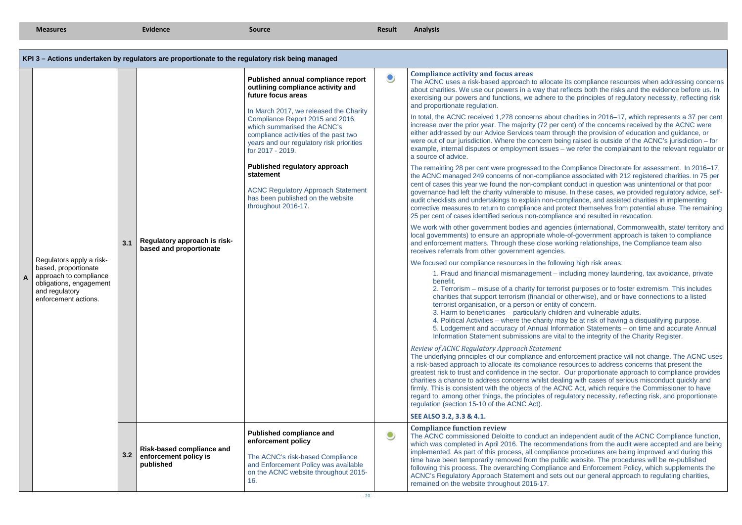| Measures | | | Evidence | Source | Result | Analysis |
|---|---|---|---|---|---|---|
| **KPI 3 – Actions undertaken by regulators are proportionate to the regulatory risk being managed** | | | | | | |
| **A** | Regulators apply a risk-based, proportionate approach to compliance obligations, engagement and regulatory enforcement actions. | **3.1** | **Regulatory approach is risk-based and proportionate** | **Published annual compliance report outlining compliance activity and future focus areas**<br><br>In March 2017, we released the Charity Compliance Report 2015 and 2016, which summarised the ACNC's compliance activities of the past two years and our regulatory risk priorities for 2017 - 2019.<br><br>**Published regulatory approach statement**<br><br>ACNC Regulatory Approach Statement has been published on the website throughout 2016-17. | ● | **Compliance activity and focus areas**<br>The ACNC uses a risk-based approach to allocate its compliance resources when addressing concerns about charities. We use our powers in a way that reflects both the risks and the evidence before us. In exercising our powers and functions, we adhere to the principles of regulatory necessity, reflecting risk and proportionate regulation.<br><br>In total, the ACNC received 1,278 concerns about charities in 2016–17, which represents a 37 per cent increase over the prior year. The majority (72 per cent) of the concerns received by the ACNC were either addressed by our Advice Services team through the provision of education and guidance, or were out of our jurisdiction. Where the concern being raised is outside of the ACNC's jurisdiction – for example, internal disputes or employment issues – we refer the complainant to the relevant regulator or a source of advice.<br><br>The remaining 28 per cent were progressed to the Compliance Directorate for assessment. In 2016–17, the ACNC managed 249 concerns of non-compliance associated with 212 registered charities. In 75 per cent of cases this year we found the non-compliant conduct in question was unintentional or that poor governance had left the charity vulnerable to misuse. In these cases, we provided regulatory advice, self-audit checklists and undertakings to explain non-compliance, and assisted charities in implementing corrective measures to return to compliance and protect themselves from potential abuse. The remaining 25 per cent of cases identified serious non-compliance and resulted in revocation.<br><br>We work with other government bodies and agencies (international, Commonwealth, state/ territory and local governments) to ensure an appropriate whole-of-government approach is taken to compliance and enforcement matters. Through these close working relationships, the Compliance team also receives referrals from other government agencies.<br><br>We focused our compliance resources in the following high risk areas:<br>1. Fraud and financial mismanagement – including money laundering, tax avoidance, private benefit.<br>2. Terrorism – misuse of a charity for terrorist purposes or to foster extremism. This includes charities that support terrorism (financial or otherwise), and or have connections to a listed terrorist organisation, or a person or entity of concern.<br>3. Harm to beneficiaries – particularly children and vulnerable adults.<br>4. Political Activities – where the charity may be at risk of having a disqualifying purpose.<br>5. Lodgement and accuracy of Annual Information Statements – on time and accurate Annual Information Statement submissions are vital to the integrity of the Charity Register.<br><br>*Review of ACNC Regulatory Approach Statement*<br>The underlying principles of our compliance and enforcement practice will not change. The ACNC uses a risk-based approach to allocate its compliance resources to address concerns that present the greatest risk to trust and confidence in the sector. Our proportionate approach to compliance provides charities a chance to address concerns whilst dealing with cases of serious misconduct quickly and firmly. This is consistent with the objects of the ACNC Act, which require the Commissioner to have regard to, among other things, the principles of regulatory necessity, reflecting risk, and proportionate regulation (section 15-10 of the ACNC Act).<br><br>**SEE ALSO 3.2, 3.3 & 4.1.** |
| | | **3.2** | **Risk-based compliance and enforcement policy is published** | **Published compliance and enforcement policy**<br><br>The ACNC's risk-based Compliance and Enforcement Policy was available on the ACNC website throughout 2015-16. | ● | **Compliance function review**<br>The ACNC commissioned Deloitte to conduct an independent audit of the ACNC Compliance function, which was completed in April 2016. The recommendations from the audit were accepted and are being implemented. As part of this process, all compliance procedures are being improved and during this time have been temporarily removed from the public website. The procedures will be re-published following this process. The overarching Compliance and Enforcement Policy, which supplements the ACNC's Regulatory Approach Statement and sets out our general approach to regulating charities, remained on the website throughout 2016-17. |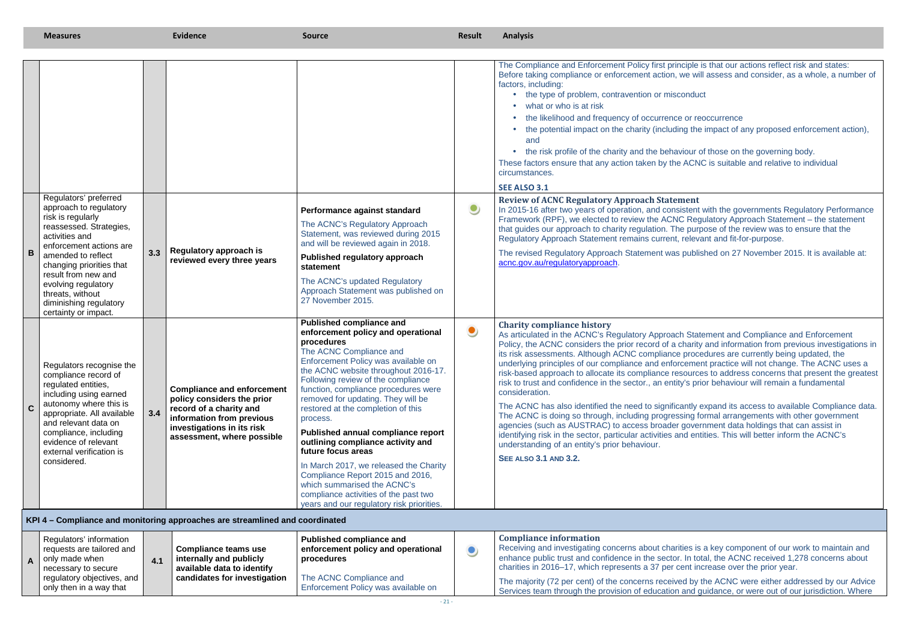| | Measures | | Evidence | Source | Result | Analysis |
|---|---|---|---|---|---|---|
| | | | | | | The Compliance and Enforcement Policy first principle is that our actions reflect risk and states: Before taking compliance or enforcement action, we will assess and consider, as a whole, a number of factors, including:<br>• the type of problem, contravention or misconduct<br>• what or who is at risk<br>• the likelihood and frequency of occurrence or reoccurrence<br>• the potential impact on the charity (including the impact of any proposed enforcement action), and<br>• the risk profile of the charity and the behaviour of those on the governing body.<br>These factors ensure that any action taken by the ACNC is suitable and relative to individual circumstances.<br>**SEE ALSO 3.1** |
| **B** | Regulators' preferred approach to regulatory risk is regularly reassessed. Strategies, activities and enforcement actions are amended to reflect changing priorities that result from new and evolving regulatory threats, without diminishing regulatory certainty or impact. | **3.3** | **Regulatory approach is reviewed every three years** | **Performance against standard**<br>The ACNC's Regulatory Approach Statement, was reviewed during 2015 and will be reviewed again in 2018.<br>**Published regulatory approach statement**<br>The ACNC's updated Regulatory Approach Statement was published on 27 November 2015. | ● | **Review of ACNC Regulatory Approach Statement**<br>In 2015-16 after two years of operation, and consistent with the governments Regulatory Performance Framework (RPF), we elected to review the ACNC Regulatory Approach Statement – the statement that guides our approach to charity regulation. The purpose of the review was to ensure that the Regulatory Approach Statement remains current, relevant and fit-for-purpose.<br>The revised Regulatory Approach Statement was published on 27 November 2015. It is available at: acnc.gov.au/regulatoryapproach. |
| **C** | Regulators recognise the compliance record of regulated entities, including using earned autonomy where this is appropriate. All available and relevant data on compliance, including evidence of relevant external verification is considered. | **3.4** | **Compliance and enforcement policy considers the prior record of a charity and information from previous investigations in its risk assessment, where possible** | **Published compliance and enforcement policy and operational procedures**<br>The ACNC Compliance and Enforcement Policy was available on the ACNC website throughout 2016-17. Following review of the compliance function, compliance procedures were removed for updating. They will be restored at the completion of this process.<br>**Published annual compliance report outlining compliance activity and future focus areas**<br>In March 2017, we released the Charity Compliance Report 2015 and 2016, which summarised the ACNC's compliance activities of the past two years and our regulatory risk priorities. | ● | **Charity compliance history**<br>As articulated in the ACNC's Regulatory Approach Statement and Compliance and Enforcement Policy, the ACNC considers the prior record of a charity and information from previous investigations in its risk assessments. Although ACNC compliance procedures are currently being updated, the underlying principles of our compliance and enforcement practice will not change. The ACNC uses a risk-based approach to allocate its compliance resources to address concerns that present the greatest risk to trust and confidence in the sector., an entity's prior behaviour will remain a fundamental consideration.<br>The ACNC has also identified the need to significantly expand its access to available Compliance data. The ACNC is doing so through, including progressing formal arrangements with other government agencies (such as AUSTRAC) to access broader government data holdings that can assist in identifying risk in the sector, particular activities and entities. This will better inform the ACNC's understanding of an entity's prior behaviour.<br>**SEE ALSO 3.1 AND 3.2.** |
| **KPI 4 – Compliance and monitoring approaches are streamlined and coordinated** | | | | | | |
| **A** | Regulators' information requests are tailored and only made when necessary to secure regulatory objectives, and only then in a way that | **4.1** | **Compliance teams use internally and publicly available data to identify candidates for investigation** | **Published compliance and enforcement policy and operational procedures**<br>The ACNC Compliance and Enforcement Policy was available on | ● | **Compliance information**<br>Receiving and investigating concerns about charities is a key component of our work to maintain and enhance public trust and confidence in the sector. In total, the ACNC received 1,278 concerns about charities in 2016–17, which represents a 37 per cent increase over the prior year.<br>The majority (72 per cent) of the concerns received by the ACNC were either addressed by our Advice Services team through the provision of education and guidance, or were out of our jurisdiction. Where |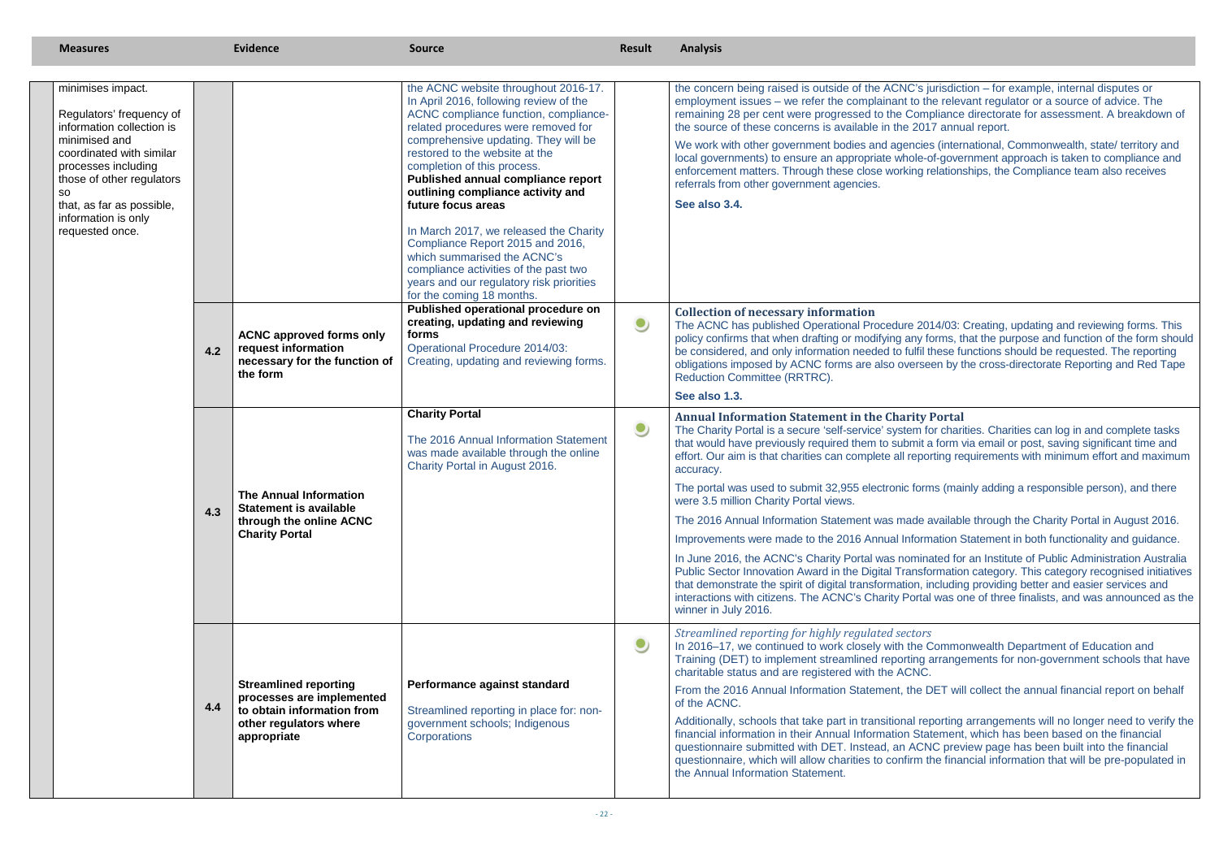| Measures | | Evidence | Source | Result | Analysis |
|---|---|---|---|---|---|
| minimises impact.<br><br>Regulators' frequency of information collection is minimised and coordinated with similar processes including those of other regulators so that, as far as possible, information is only requested once. | | | the ACNC website throughout 2016-17. In April 2016, following review of the ACNC compliance function, compliance-related procedures were removed for comprehensive updating. They will be restored to the website at the completion of this process.<br><br>**Published annual compliance report outlining compliance activity and future focus areas**<br><br>In March 2017, we released the Charity Compliance Report 2015 and 2016, which summarised the ACNC's compliance activities of the past two years and our regulatory risk priorities for the coming 18 months. | | the concern being raised is outside of the ACNC's jurisdiction – for example, internal disputes or employment issues – we refer the complainant to the relevant regulator or a source of advice. The remaining 28 per cent were progressed to the Compliance directorate for assessment. A breakdown of the source of these concerns is available in the 2017 annual report.<br><br>We work with other government bodies and agencies (international, Commonwealth, state/ territory and local governments) to ensure an appropriate whole-of-government approach is taken to compliance and enforcement matters. Through these close working relationships, the Compliance team also receives referrals from other government agencies.<br><br>**See also 3.4.** |
| | 4.2 | **ACNC approved forms only request information necessary for the function of the form** | **Published operational procedure on creating, updating and reviewing forms**<br><br>Operational Procedure 2014/03: Creating, updating and reviewing forms. | ● | **Collection of necessary information**<br>The ACNC has published Operational Procedure 2014/03: Creating, updating and reviewing forms. This policy confirms that when drafting or modifying any forms, that the purpose and function of the form should be considered, and only information needed to fulfil these functions should be requested. The reporting obligations imposed by ACNC forms are also overseen by the cross-directorate Reporting and Red Tape Reduction Committee (RRTRC).<br><br>**See also 1.3.** |
| | 4.3 | **The Annual Information Statement is available through the online ACNC Charity Portal** | **Charity Portal**<br><br>The 2016 Annual Information Statement was made available through the online Charity Portal in August 2016. | ● | **Annual Information Statement in the Charity Portal**<br>The Charity Portal is a secure 'self-service' system for charities. Charities can log in and complete tasks that would have previously required them to submit a form via email or post, saving significant time and effort. Our aim is that charities can complete all reporting requirements with minimum effort and maximum accuracy.<br><br>The portal was used to submit 32,955 electronic forms (mainly adding a responsible person), and there were 3.5 million Charity Portal views.<br><br>The 2016 Annual Information Statement was made available through the Charity Portal in August 2016.<br><br>Improvements were made to the 2016 Annual Information Statement in both functionality and guidance.<br><br>In June 2016, the ACNC's Charity Portal was nominated for an Institute of Public Administration Australia Public Sector Innovation Award in the Digital Transformation category. This category recognised initiatives that demonstrate the spirit of digital transformation, including providing better and easier services and interactions with citizens. The ACNC's Charity Portal was one of three finalists, and was announced as the winner in July 2016. |
| | 4.4 | **Streamlined reporting processes are implemented to obtain information from other regulators where appropriate** | **Performance against standard**<br><br>Streamlined reporting in place for: non-government schools; Indigenous Corporations | ● | *Streamlined reporting for highly regulated sectors*<br>In 2016–17, we continued to work closely with the Commonwealth Department of Education and Training (DET) to implement streamlined reporting arrangements for non-government schools that have charitable status and are registered with the ACNC.<br><br>From the 2016 Annual Information Statement, the DET will collect the annual financial report on behalf of the ACNC.<br><br>Additionally, schools that take part in transitional reporting arrangements will no longer need to verify the financial information in their Annual Information Statement, which has been based on the financial questionnaire submitted with DET. Instead, an ACNC preview page has been built into the financial questionnaire, which will allow charities to confirm the financial information that will be pre-populated in the Annual Information Statement. |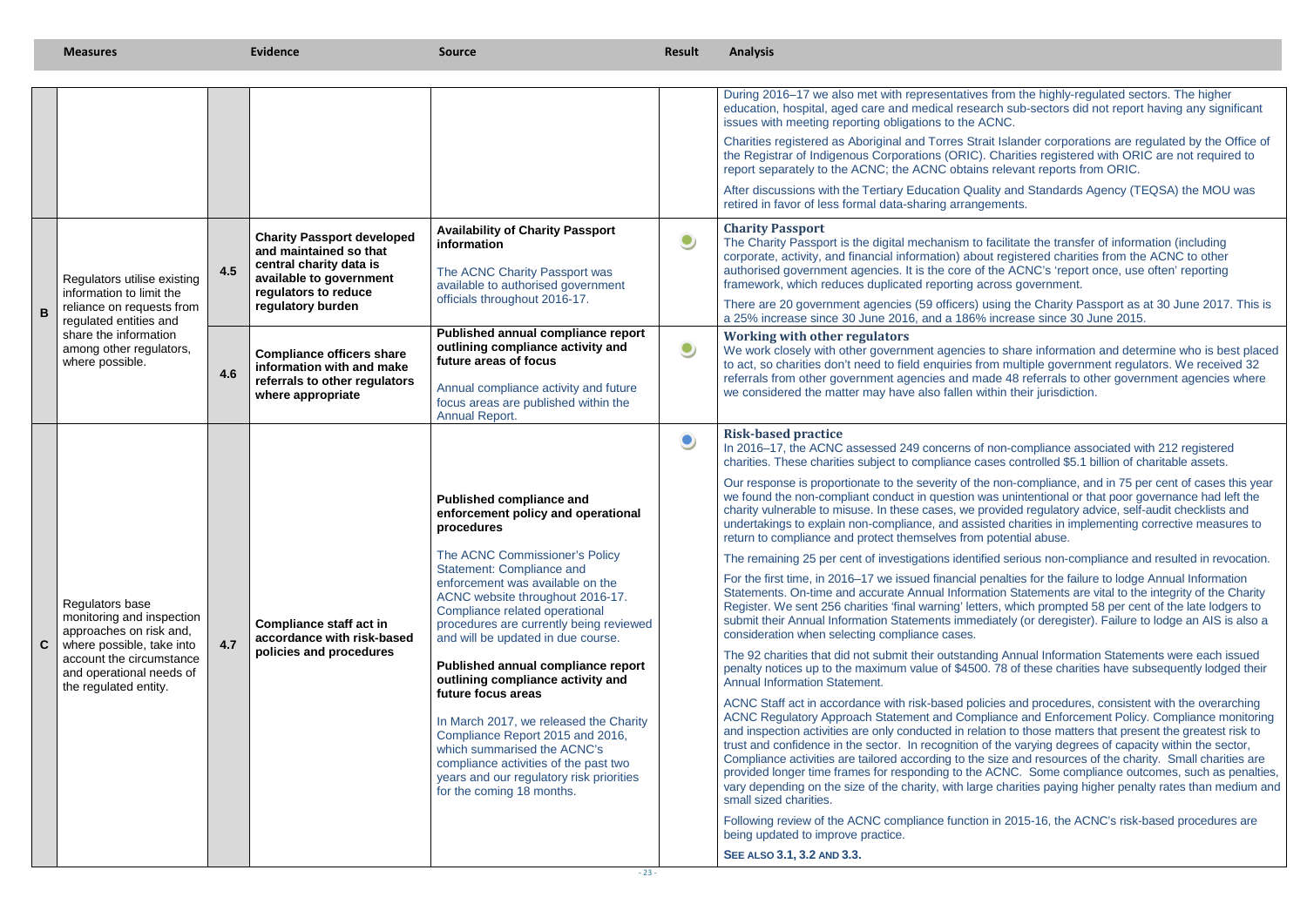| Measures | | | Evidence | Source | Result | Analysis |
|---|---|---|---|---|---|---|
| | | | | | | During 2016–17 we also met with representatives from the highly-regulated sectors. The higher education, hospital, aged care and medical research sub-sectors did not report having any significant issues with meeting reporting obligations to the ACNC.<br><br>Charities registered as Aboriginal and Torres Strait Islander corporations are regulated by the Office of the Registrar of Indigenous Corporations (ORIC). Charities registered with ORIC are not required to report separately to the ACNC; the ACNC obtains relevant reports from ORIC.<br><br>After discussions with the Tertiary Education Quality and Standards Agency (TEQSA) the MOU was retired in favor of less formal data-sharing arrangements. |
| **B** | Regulators utilise existing information to limit the reliance on requests from regulated entities and share the information among other regulators, where possible. | **4.5** | **Charity Passport developed and maintained so that central charity data is available to government regulators to reduce regulatory burden** | **Availability of Charity Passport information**<br><br>The ACNC Charity Passport was available to authorised government officials throughout 2016-17. | ● | **Charity Passport**<br>The Charity Passport is the digital mechanism to facilitate the transfer of information (including corporate, activity, and financial information) about registered charities from the ACNC to other authorised government agencies. It is the core of the ACNC's 'report once, use often' reporting framework, which reduces duplicated reporting across government.<br><br>There are 20 government agencies (59 officers) using the Charity Passport as at 30 June 2017. This is a 25% increase since 30 June 2016, and a 186% increase since 30 June 2015. |
| | | **4.6** | **Compliance officers share information with and make referrals to other regulators where appropriate** | **Published annual compliance report outlining compliance activity and future areas of focus**<br><br>Annual compliance activity and future focus areas are published within the Annual Report. | ● | **Working with other regulators**<br>We work closely with other government agencies to share information and determine who is best placed to act, so charities don't need to field enquiries from multiple government regulators. We received 32 referrals from other government agencies and made 48 referrals to other government agencies where we considered the matter may have also fallen within their jurisdiction. |
| **C** | Regulators base monitoring and inspection approaches on risk and, where possible, take into account the circumstance and operational needs of the regulated entity. | **4.7** | **Compliance staff act in accordance with risk-based policies and procedures** | **Published compliance and enforcement policy and operational procedures**<br><br>The ACNC Commissioner's Policy Statement: Compliance and enforcement was available on the ACNC website throughout 2016-17. Compliance related operational procedures are currently being reviewed and will be updated in due course.<br><br>**Published annual compliance report outlining compliance activity and future focus areas**<br><br>In March 2017, we released the Charity Compliance Report 2015 and 2016, which summarised the ACNC's compliance activities of the past two years and our regulatory risk priorities for the coming 18 months. | ● | **Risk-based practice**<br>In 2016–17, the ACNC assessed 249 concerns of non-compliance associated with 212 registered charities. These charities subject to compliance cases controlled $5.1 billion of charitable assets.<br><br>Our response is proportionate to the severity of the non-compliance, and in 75 per cent of cases this year we found the non-compliant conduct in question was unintentional or that poor governance had left the charity vulnerable to misuse. In these cases, we provided regulatory advice, self-audit checklists and undertakings to explain non-compliance, and assisted charities in implementing corrective measures to return to compliance and protect themselves from potential abuse.<br><br>The remaining 25 per cent of investigations identified serious non-compliance and resulted in revocation.<br><br>For the first time, in 2016–17 we issued financial penalties for the failure to lodge Annual Information Statements. On-time and accurate Annual Information Statements are vital to the integrity of the Charity Register. We sent 256 charities 'final warning' letters, which prompted 58 per cent of the late lodgers to submit their Annual Information Statements immediately (or deregister). Failure to lodge an AIS is also a consideration when selecting compliance cases.<br><br>The 92 charities that did not submit their outstanding Annual Information Statements were each issued penalty notices up to the maximum value of $4500. 78 of these charities have subsequently lodged their Annual Information Statement.<br><br>ACNC Staff act in accordance with risk-based policies and procedures, consistent with the overarching ACNC Regulatory Approach Statement and Compliance and Enforcement Policy. Compliance monitoring and inspection activities are only conducted in relation to those matters that present the greatest risk to trust and confidence in the sector. In recognition of the varying degrees of capacity within the sector, Compliance activities are tailored according to the size and resources of the charity. Small charities are provided longer time frames for responding to the ACNC. Some compliance outcomes, such as penalties, vary depending on the size of the charity, with large charities paying higher penalty rates than medium and small sized charities.<br><br>Following review of the ACNC compliance function in 2015-16, the ACNC's risk-based procedures are being updated to improve practice.<br><br>**SEE ALSO 3.1, 3.2 AND 3.3.** |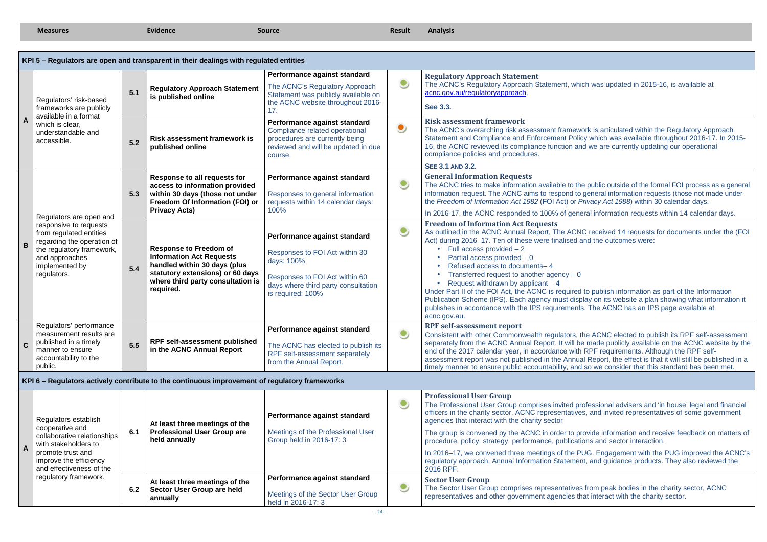| Measures | | | Evidence | Source | Result | Analysis |
|---|---|---|---|---|---|---|
| **KPI 5 – Regulators are open and transparent in their dealings with regulated entities** | | | | | | |
| A | Regulators' risk-based frameworks are publicly available in a format which is clear, understandable and accessible. | 5.1 | **Regulatory Approach Statement is published online** | **Performance against standard** The ACNC's Regulatory Approach Statement was publicly available on the ACNC website throughout 2016-17. | ● (green) | **Regulatory Approach Statement** The ACNC's Regulatory Approach Statement, which was updated in 2015-16, is available at acnc.gov.au/regulatoryapproach. **See 3.3.** |
| | | 5.2 | **Risk assessment framework is published online** | **Performance against standard** Compliance related operational procedures are currently being reviewed and will be updated in due course. | ● (orange) | **Risk assessment framework** The ACNC's overarching risk assessment framework is articulated within the Regulatory Approach Statement and Compliance and Enforcement Policy which was available throughout 2016-17. In 2015-16, the ACNC reviewed its compliance function and we are currently updating our operational compliance policies and procedures. **SEE 3.1 AND 3.2.** |
| B | Regulators are open and responsive to requests from regulated entities regarding the operation of the regulatory framework, and approaches implemented by regulators. | 5.3 | **Response to all requests for access to information provided within 30 days (those not under Freedom Of Information (FOI) or Privacy Acts)** | **Performance against standard** Responses to general information requests within 14 calendar days: 100% | ● (green) | **General Information Requests** The ACNC tries to make information available to the public outside of the formal FOI process as a general information request. The ACNC aims to respond to general information requests (those not made under the *Freedom of Information Act 1982* (FOI Act) or *Privacy Act 1988*) within 30 calendar days. In 2016-17, the ACNC responded to 100% of general information requests within 14 calendar days. |
| | | 5.4 | **Response to Freedom of Information Act Requests handled within 30 days (plus statutory extensions) or 60 days where third party consultation is required.** | **Performance against standard** Responses to FOI Act within 30 days: 100% Responses to FOI Act within 60 days where third party consultation is required: 100% | ● (green) | **Freedom of Information Act Requests** As outlined in the ACNC Annual Report, The ACNC received 14 requests for documents under the (FOI Act) during 2016–17. Ten of these were finalised and the outcomes were: • Full access provided – 2 • Partial access provided – 0 • Refused access to documents– 4 • Transferred request to another agency – 0 • Request withdrawn by applicant – 4 Under Part II of the FOI Act, the ACNC is required to publish information as part of the Information Publication Scheme (IPS). Each agency must display on its website a plan showing what information it publishes in accordance with the IPS requirements. The ACNC has an IPS page available at acnc.gov.au. |
| C | Regulators' performance measurement results are published in a timely manner to ensure accountability to the public. | 5.5 | **RPF self-assessment published in the ACNC Annual Report** | **Performance against standard** The ACNC has elected to publish its RPF self-assessment separately from the Annual Report. | ● (green) | **RPF self-assessment report** Consistent with other Commonwealth regulators, the ACNC elected to publish its RPF self-assessment separately from the ACNC Annual Report. It will be made publicly available on the ACNC website by the end of the 2017 calendar year, in accordance with RPF requirements. Although the RPF self-assessment report was not published in the Annual Report, the effect is that it will still be published in a timely manner to ensure public accountability, and so we consider that this standard has been met. |
| **KPI 6 – Regulators actively contribute to the continuous improvement of regulatory frameworks** | | | | | | |
| A | Regulators establish cooperative and collaborative relationships with stakeholders to promote trust and improve the efficiency and effectiveness of the regulatory framework. | 6.1 | **At least three meetings of the Professional User Group are held annually** | **Performance against standard** Meetings of the Professional User Group held in 2016-17: 3 | ● (green) | **Professional User Group** The Professional User Group comprises invited professional advisers and 'in house' legal and financial officers in the charity sector, ACNC representatives, and invited representatives of some government agencies that interact with the charity sector The group is convened by the ACNC in order to provide information and receive feedback on matters of procedure, policy, strategy, performance, publications and sector interaction. In 2016–17, we convened three meetings of the PUG. Engagement with the PUG improved the ACNC's regulatory approach, Annual Information Statement, and guidance products. They also reviewed the 2016 RPF. |
| | | 6.2 | **At least three meetings of the Sector User Group are held annually** | **Performance against standard** Meetings of the Sector User Group held in 2016-17: 3 | ● (green) | **Sector User Group** The Sector User Group comprises representatives from peak bodies in the charity sector, ACNC representatives and other government agencies that interact with the charity sector. |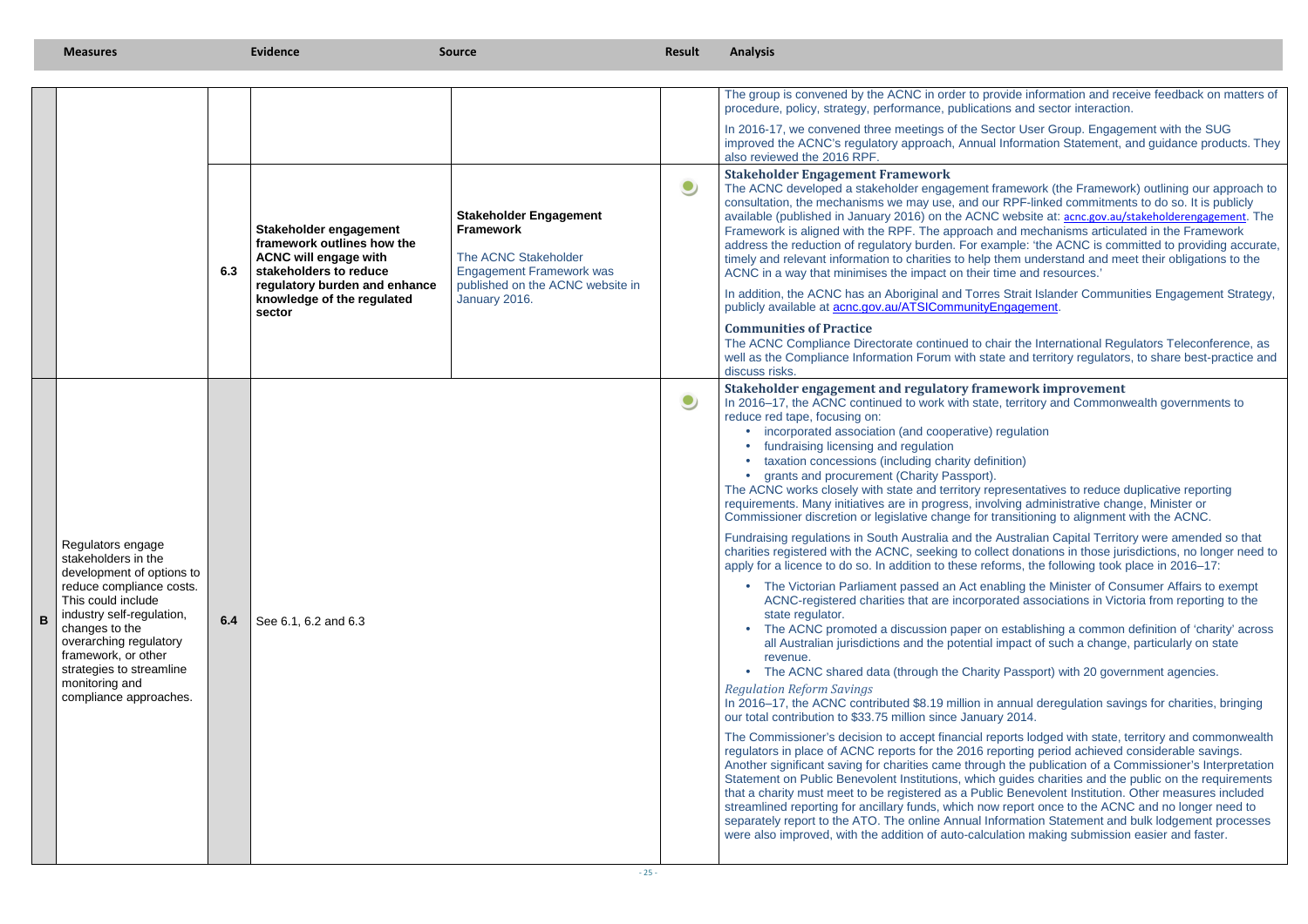| | Measures | | Evidence | Source | Result | Analysis |
|---|---|---|---|---|---|---|
| | | 6.3 | | | | The group is convened by the ACNC in order to provide information and receive feedback on matters of procedure, policy, strategy, performance, publications and sector interaction. In 2016-17, we convened three meetings of the Sector User Group. Engagement with the SUG improved the ACNC's regulatory approach, Annual Information Statement, and guidance products. They also reviewed the 2016 RPF. |
| | | 6.3 | **Stakeholder engagement framework outlines how the ACNC will engage with stakeholders to reduce regulatory burden and enhance knowledge of the regulated sector** | **Stakeholder Engagement Framework** The ACNC Stakeholder Engagement Framework was published on the ACNC website in January 2016. | ● | **Stakeholder Engagement Framework** The ACNC developed a stakeholder engagement framework (the Framework) outlining our approach to consultation, the mechanisms we may use, and our RPF-linked commitments to do so. It is publicly available (published in January 2016) on the ACNC website at: acnc.gov.au/stakeholderengagement. The Framework is aligned with the RPF. The approach and mechanisms articulated in the Framework address the reduction of regulatory burden. For example: 'the ACNC is committed to providing accurate, timely and relevant information to charities to help them understand and meet their obligations to the ACNC in a way that minimises the impact on their time and resources.' In addition, the ACNC has an Aboriginal and Torres Strait Islander Communities Engagement Strategy, publicly available at acnc.gov.au/ATSICommunityEngagement. **Communities of Practice** The ACNC Compliance Directorate continued to chair the International Regulators Teleconference, as well as the Compliance Information Forum with state and territory regulators, to share best-practice and discuss risks. |
| **B** | Regulators engage stakeholders in the development of options to reduce compliance costs. This could include industry self-regulation, changes to the overarching regulatory framework, or other strategies to streamline monitoring and compliance approaches. | 6.4 | See 6.1, 6.2 and 6.3 | | ● | **Stakeholder engagement and regulatory framework improvement** In 2016–17, the ACNC continued to work with state, territory and Commonwealth governments to reduce red tape, focusing on: <br>• incorporated association (and cooperative) regulation <br>• fundraising licensing and regulation <br>• taxation concessions (including charity definition) <br>• grants and procurement (Charity Passport). <br>The ACNC works closely with state and territory representatives to reduce duplicative reporting requirements. Many initiatives are in progress, involving administrative change, Minister or Commissioner discretion or legislative change for transitioning to alignment with the ACNC. Fundraising regulations in South Australia and the Australian Capital Territory were amended so that charities registered with the ACNC, seeking to collect donations in those jurisdictions, no longer need to apply for a licence to do so. In addition to these reforms, the following took place in 2016–17: <br>• The Victorian Parliament passed an Act enabling the Minister of Consumer Affairs to exempt ACNC-registered charities that are incorporated associations in Victoria from reporting to the state regulator. <br>• The ACNC promoted a discussion paper on establishing a common definition of 'charity' across all Australian jurisdictions and the potential impact of such a change, particularly on state revenue. <br>• The ACNC shared data (through the Charity Passport) with 20 government agencies. <br>*Regulation Reform Savings* In 2016–17, the ACNC contributed $8.19 million in annual deregulation savings for charities, bringing our total contribution to $33.75 million since January 2014. The Commissioner's decision to accept financial reports lodged with state, territory and commonwealth regulators in place of ACNC reports for the 2016 reporting period achieved considerable savings. Another significant saving for charities came through the publication of a Commissioner's Interpretation Statement on Public Benevolent Institutions, which guides charities and the public on the requirements that a charity must meet to be registered as a Public Benevolent Institution. Other measures included streamlined reporting for ancillary funds, which now report once to the ACNC and no longer need to separately report to the ATO. The online Annual Information Statement and bulk lodgement processes were also improved, with the addition of auto-calculation making submission easier and faster. |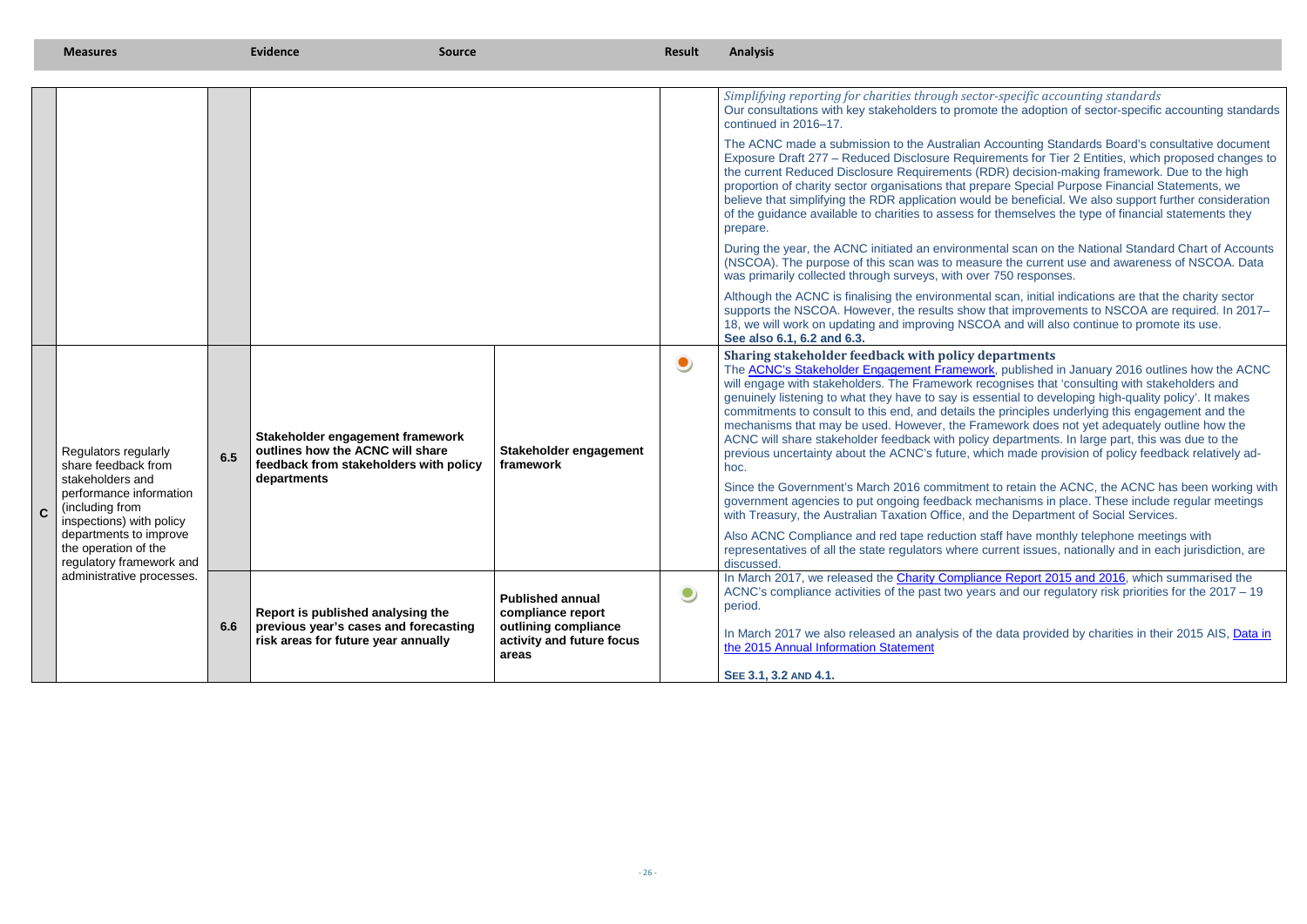| Measures | | | Evidence | Source | Result | Analysis |
|---|---|---|---|---|---|---|
| | | | | | | *Simplifying reporting for charities through sector-specific accounting standards*<br>Our consultations with key stakeholders to promote the adoption of sector-specific accounting standards continued in 2016–17.<br><br>The ACNC made a submission to the Australian Accounting Standards Board's consultative document Exposure Draft 277 – Reduced Disclosure Requirements for Tier 2 Entities, which proposed changes to the current Reduced Disclosure Requirements (RDR) decision-making framework. Due to the high proportion of charity sector organisations that prepare Special Purpose Financial Statements, we believe that simplifying the RDR application would be beneficial. We also support further consideration of the guidance available to charities to assess for themselves the type of financial statements they prepare.<br><br>During the year, the ACNC initiated an environmental scan on the National Standard Chart of Accounts (NSCOA). The purpose of this scan was to measure the current use and awareness of NSCOA. Data was primarily collected through surveys, with over 750 responses.<br><br>Although the ACNC is finalising the environmental scan, initial indications are that the charity sector supports the NSCOA. However, the results show that improvements to NSCOA are required. In 2017–18, we will work on updating and improving NSCOA and will also continue to promote its use.<br>**See also 6.1, 6.2 and 6.3.** |
| **C** | Regulators regularly share feedback from stakeholders and performance information (including from inspections) with policy departments to improve the operation of the regulatory framework and administrative processes. | **6.5** | **Stakeholder engagement framework outlines how the ACNC will share feedback from stakeholders with policy departments** | **Stakeholder engagement framework** | ● (orange) | **Sharing stakeholder feedback with policy departments**<br>The ACNC's Stakeholder Engagement Framework, published in January 2016 outlines how the ACNC will engage with stakeholders. The Framework recognises that 'consulting with stakeholders and genuinely listening to what they have to say is essential to developing high-quality policy'. It makes commitments to consult to this end, and details the principles underlying this engagement and the mechanisms that may be used. However, the Framework does not yet adequately outline how the ACNC will share stakeholder feedback with policy departments. In large part, this was due to the previous uncertainty about the ACNC's future, which made provision of policy feedback relatively ad-hoc.<br><br>Since the Government's March 2016 commitment to retain the ACNC, the ACNC has been working with government agencies to put ongoing feedback mechanisms in place. These include regular meetings with Treasury, the Australian Taxation Office, and the Department of Social Services.<br><br>Also ACNC Compliance and red tape reduction staff have monthly telephone meetings with representatives of all the state regulators where current issues, nationally and in each jurisdiction, are discussed. |
| | | **6.6** | **Report is published analysing the previous year's cases and forecasting risk areas for future year annually** | **Published annual compliance report outlining compliance activity and future focus areas** | ● (green) | In March 2017, we released the Charity Compliance Report 2015 and 2016, which summarised the ACNC's compliance activities of the past two years and our regulatory risk priorities for the 2017 – 19 period.<br><br>In March 2017 we also released an analysis of the data provided by charities in their 2015 AIS, Data in the 2015 Annual Information Statement<br><br>**SEE 3.1, 3.2 AND 4.1.** |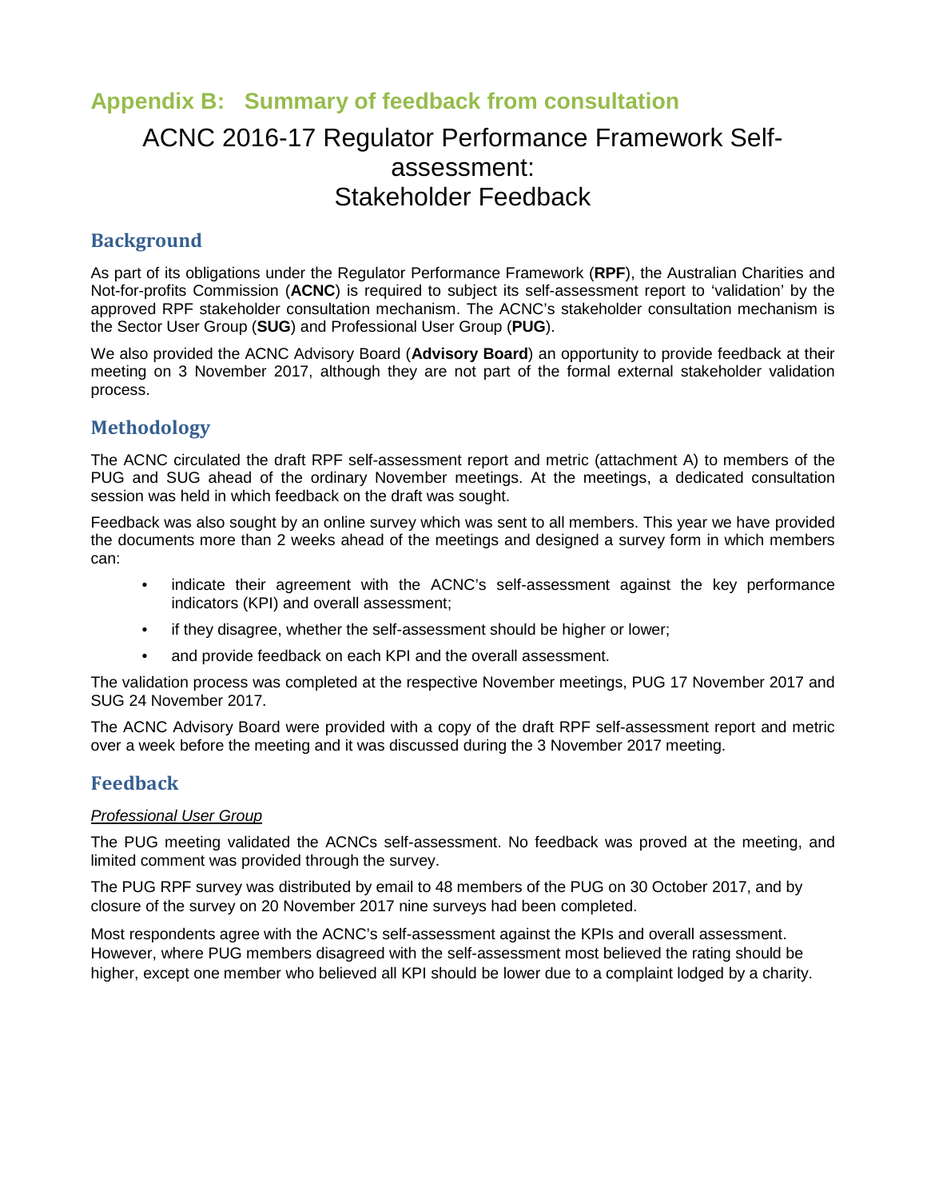## Appendix B: Summary of feedback from consultation

# ACNC 2016-17 Regulator Performance Framework Self-assessment: Stakeholder Feedback

### Background

As part of its obligations under the Regulator Performance Framework (**RPF**), the Australian Charities and Not-for-profits Commission (**ACNC**) is required to subject its self-assessment report to 'validation' by the approved RPF stakeholder consultation mechanism. The ACNC's stakeholder consultation mechanism is the Sector User Group (**SUG**) and Professional User Group (**PUG**).

We also provided the ACNC Advisory Board (**Advisory Board**) an opportunity to provide feedback at their meeting on 3 November 2017, although they are not part of the formal external stakeholder validation process.

### Methodology

The ACNC circulated the draft RPF self-assessment report and metric (attachment A) to members of the PUG and SUG ahead of the ordinary November meetings. At the meetings, a dedicated consultation session was held in which feedback on the draft was sought.

Feedback was also sought by an online survey which was sent to all members. This year we have provided the documents more than 2 weeks ahead of the meetings and designed a survey form in which members can:

- indicate their agreement with the ACNC's self-assessment against the key performance indicators (KPI) and overall assessment;
- if they disagree, whether the self-assessment should be higher or lower;
- and provide feedback on each KPI and the overall assessment.

The validation process was completed at the respective November meetings, PUG 17 November 2017 and SUG 24 November 2017.

The ACNC Advisory Board were provided with a copy of the draft RPF self-assessment report and metric over a week before the meeting and it was discussed during the 3 November 2017 meeting.

### Feedback

*Professional User Group*

The PUG meeting validated the ACNCs self-assessment. No feedback was proved at the meeting, and limited comment was provided through the survey.

The PUG RPF survey was distributed by email to 48 members of the PUG on 30 October 2017, and by closure of the survey on 20 November 2017 nine surveys had been completed.

Most respondents agree with the ACNC's self-assessment against the KPIs and overall assessment. However, where PUG members disagreed with the self-assessment most believed the rating should be higher, except one member who believed all KPI should be lower due to a complaint lodged by a charity.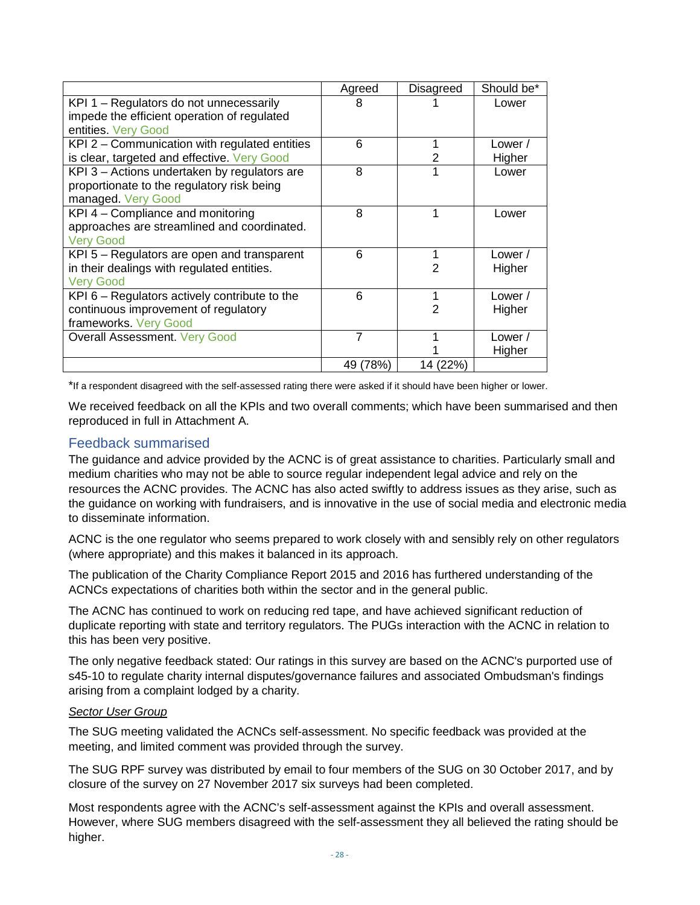| | Agreed | Disagreed | Should be* |
|---|---|---|---|
| KPI 1 – Regulators do not unnecessarily impede the efficient operation of regulated entities. Very Good | 8 | 1 | Lower |
| KPI 2 – Communication with regulated entities is clear, targeted and effective. Very Good | 6 | 1<br>2 | Lower /<br>Higher |
| KPI 3 – Actions undertaken by regulators are proportionate to the regulatory risk being managed. Very Good | 8 | 1 | Lower |
| KPI 4 – Compliance and monitoring approaches are streamlined and coordinated. Very Good | 8 | 1 | Lower |
| KPI 5 – Regulators are open and transparent in their dealings with regulated entities. Very Good | 6 | 1<br>2 | Lower /<br>Higher |
| KPI 6 – Regulators actively contribute to the continuous improvement of regulatory frameworks. Very Good | 6 | 1<br>2 | Lower /<br>Higher |
| Overall Assessment. Very Good | 7 | 1<br>1 | Lower /<br>Higher |
| | 49 (78%) | 14 (22%) | |

*If a respondent disagreed with the self-assessed rating there were asked if it should have been higher or lower.

We received feedback on all the KPIs and two overall comments; which have been summarised and then reproduced in full in Attachment A.

## Feedback summarised

The guidance and advice provided by the ACNC is of great assistance to charities. Particularly small and medium charities who may not be able to source regular independent legal advice and rely on the resources the ACNC provides. The ACNC has also acted swiftly to address issues as they arise, such as the guidance on working with fundraisers, and is innovative in the use of social media and electronic media to disseminate information.

ACNC is the one regulator who seems prepared to work closely with and sensibly rely on other regulators (where appropriate) and this makes it balanced in its approach.

The publication of the Charity Compliance Report 2015 and 2016 has furthered understanding of the ACNCs expectations of charities both within the sector and in the general public.

The ACNC has continued to work on reducing red tape, and have achieved significant reduction of duplicate reporting with state and territory regulators. The PUGs interaction with the ACNC in relation to this has been very positive.

The only negative feedback stated: Our ratings in this survey are based on the ACNC's purported use of s45-10 to regulate charity internal disputes/governance failures and associated Ombudsman's findings arising from a complaint lodged by a charity.

*Sector User Group*

The SUG meeting validated the ACNCs self-assessment. No specific feedback was provided at the meeting, and limited comment was provided through the survey.

The SUG RPF survey was distributed by email to four members of the SUG on 30 October 2017, and by closure of the survey on 27 November 2017 six surveys had been completed.

Most respondents agree with the ACNC's self-assessment against the KPIs and overall assessment. However, where SUG members disagreed with the self-assessment they all believed the rating should be higher.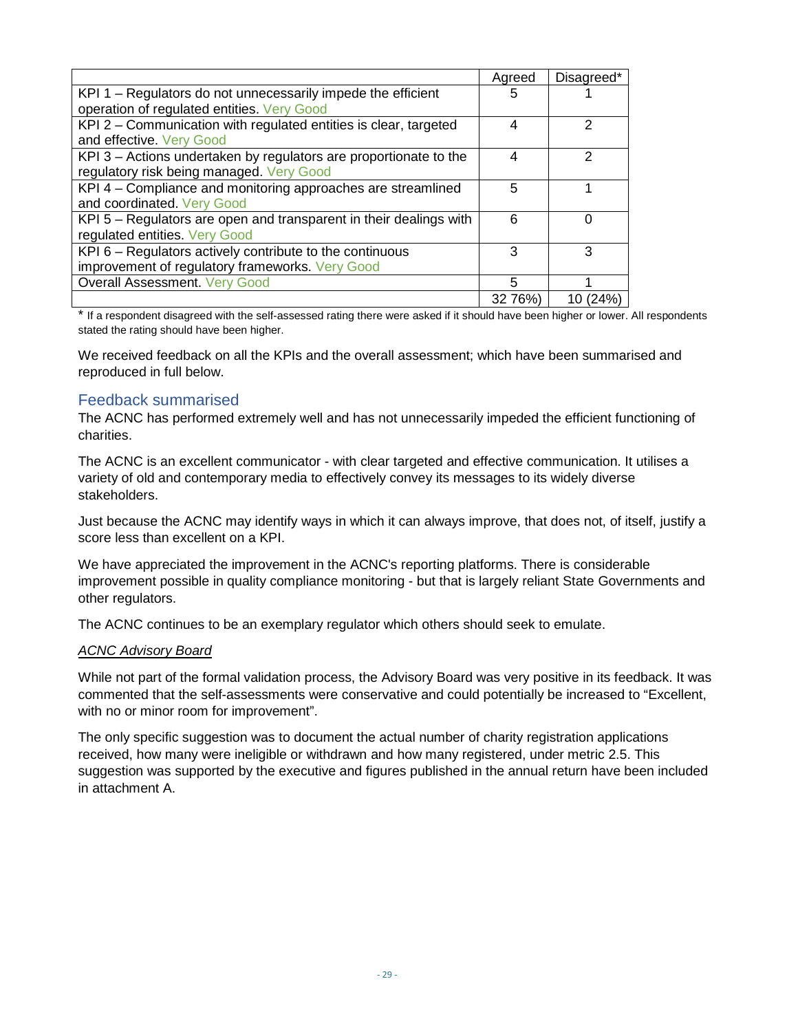| | Agreed | Disagreed* |
|---|---|---|
| KPI 1 – Regulators do not unnecessarily impede the efficient operation of regulated entities. Very Good | 5 | 1 |
| KPI 2 – Communication with regulated entities is clear, targeted and effective. Very Good | 4 | 2 |
| KPI 3 – Actions undertaken by regulators are proportionate to the regulatory risk being managed. Very Good | 4 | 2 |
| KPI 4 – Compliance and monitoring approaches are streamlined and coordinated. Very Good | 5 | 1 |
| KPI 5 – Regulators are open and transparent in their dealings with regulated entities. Very Good | 6 | 0 |
| KPI 6 – Regulators actively contribute to the continuous improvement of regulatory frameworks. Very Good | 3 | 3 |
| Overall Assessment. Very Good | 5 | 1 |
| | 32 76%) | 10 (24%) |

\* If a respondent disagreed with the self-assessed rating there were asked if it should have been higher or lower. All respondents stated the rating should have been higher.

We received feedback on all the KPIs and the overall assessment; which have been summarised and reproduced in full below.

## Feedback summarised

The ACNC has performed extremely well and has not unnecessarily impeded the efficient functioning of charities.

The ACNC is an excellent communicator - with clear targeted and effective communication. It utilises a variety of old and contemporary media to effectively convey its messages to its widely diverse stakeholders.

Just because the ACNC may identify ways in which it can always improve, that does not, of itself, justify a score less than excellent on a KPI.

We have appreciated the improvement in the ACNC's reporting platforms. There is considerable improvement possible in quality compliance monitoring - but that is largely reliant State Governments and other regulators.

The ACNC continues to be an exemplary regulator which others should seek to emulate.

*ACNC Advisory Board*

While not part of the formal validation process, the Advisory Board was very positive in its feedback. It was commented that the self-assessments were conservative and could potentially be increased to "Excellent, with no or minor room for improvement".

The only specific suggestion was to document the actual number of charity registration applications received, how many were ineligible or withdrawn and how many registered, under metric 2.5. This suggestion was supported by the executive and figures published in the annual return have been included in attachment A.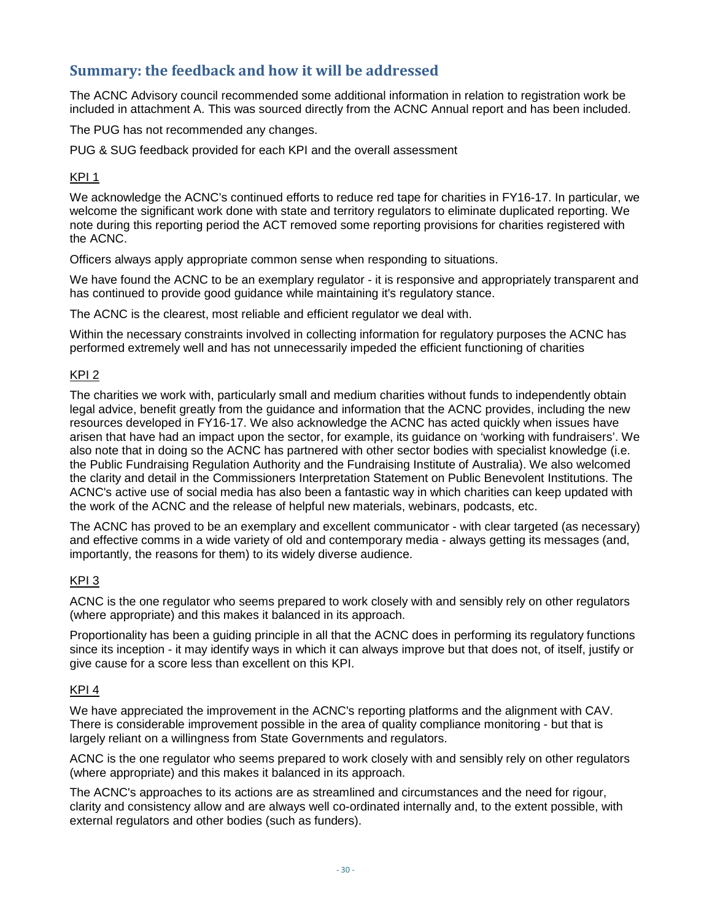## Summary: the feedback and how it will be addressed

The ACNC Advisory council recommended some additional information in relation to registration work be included in attachment A. This was sourced directly from the ACNC Annual report and has been included.

The PUG has not recommended any changes.

PUG & SUG feedback provided for each KPI and the overall assessment

<u>KPI 1</u>

We acknowledge the ACNC's continued efforts to reduce red tape for charities in FY16-17. In particular, we welcome the significant work done with state and territory regulators to eliminate duplicated reporting. We note during this reporting period the ACT removed some reporting provisions for charities registered with the ACNC.

Officers always apply appropriate common sense when responding to situations.

We have found the ACNC to be an exemplary regulator - it is responsive and appropriately transparent and has continued to provide good guidance while maintaining it's regulatory stance.

The ACNC is the clearest, most reliable and efficient regulator we deal with.

Within the necessary constraints involved in collecting information for regulatory purposes the ACNC has performed extremely well and has not unnecessarily impeded the efficient functioning of charities

<u>KPI 2</u>

The charities we work with, particularly small and medium charities without funds to independently obtain legal advice, benefit greatly from the guidance and information that the ACNC provides, including the new resources developed in FY16-17. We also acknowledge the ACNC has acted quickly when issues have arisen that have had an impact upon the sector, for example, its guidance on 'working with fundraisers'. We also note that in doing so the ACNC has partnered with other sector bodies with specialist knowledge (i.e. the Public Fundraising Regulation Authority and the Fundraising Institute of Australia). We also welcomed the clarity and detail in the Commissioners Interpretation Statement on Public Benevolent Institutions. The ACNC's active use of social media has also been a fantastic way in which charities can keep updated with the work of the ACNC and the release of helpful new materials, webinars, podcasts, etc.

The ACNC has proved to be an exemplary and excellent communicator - with clear targeted (as necessary) and effective comms in a wide variety of old and contemporary media - always getting its messages (and, importantly, the reasons for them) to its widely diverse audience.

<u>KPI 3</u>

ACNC is the one regulator who seems prepared to work closely with and sensibly rely on other regulators (where appropriate) and this makes it balanced in its approach.

Proportionality has been a guiding principle in all that the ACNC does in performing its regulatory functions since its inception - it may identify ways in which it can always improve but that does not, of itself, justify or give cause for a score less than excellent on this KPI.

<u>KPI 4</u>

We have appreciated the improvement in the ACNC's reporting platforms and the alignment with CAV. There is considerable improvement possible in the area of quality compliance monitoring - but that is largely reliant on a willingness from State Governments and regulators.

ACNC is the one regulator who seems prepared to work closely with and sensibly rely on other regulators (where appropriate) and this makes it balanced in its approach.

The ACNC's approaches to its actions are as streamlined and circumstances and the need for rigour, clarity and consistency allow and are always well co-ordinated internally and, to the extent possible, with external regulators and other bodies (such as funders).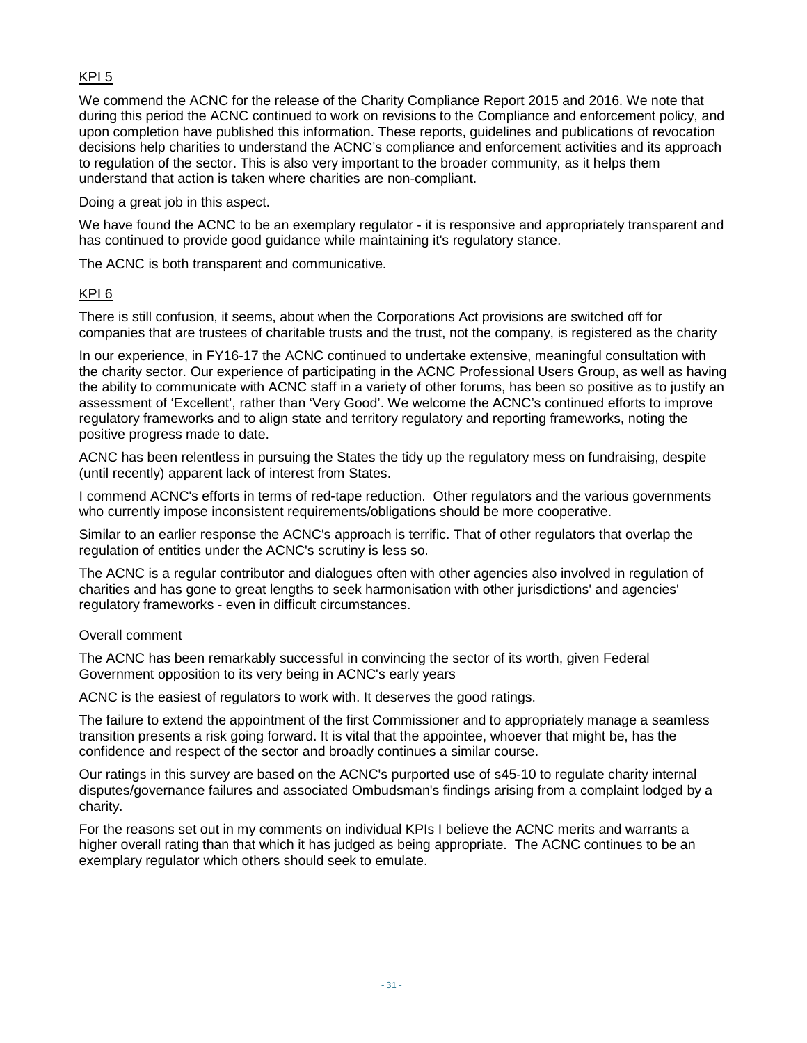KPI 5

We commend the ACNC for the release of the Charity Compliance Report 2015 and 2016. We note that during this period the ACNC continued to work on revisions to the Compliance and enforcement policy, and upon completion have published this information. These reports, guidelines and publications of revocation decisions help charities to understand the ACNC's compliance and enforcement activities and its approach to regulation of the sector. This is also very important to the broader community, as it helps them understand that action is taken where charities are non-compliant.

Doing a great job in this aspect.

We have found the ACNC to be an exemplary regulator - it is responsive and appropriately transparent and has continued to provide good guidance while maintaining it's regulatory stance.

The ACNC is both transparent and communicative.

KPI 6

There is still confusion, it seems, about when the Corporations Act provisions are switched off for companies that are trustees of charitable trusts and the trust, not the company, is registered as the charity

In our experience, in FY16-17 the ACNC continued to undertake extensive, meaningful consultation with the charity sector. Our experience of participating in the ACNC Professional Users Group, as well as having the ability to communicate with ACNC staff in a variety of other forums, has been so positive as to justify an assessment of 'Excellent', rather than 'Very Good'. We welcome the ACNC's continued efforts to improve regulatory frameworks and to align state and territory regulatory and reporting frameworks, noting the positive progress made to date.

ACNC has been relentless in pursuing the States the tidy up the regulatory mess on fundraising, despite (until recently) apparent lack of interest from States.

I commend ACNC's efforts in terms of red-tape reduction. Other regulators and the various governments who currently impose inconsistent requirements/obligations should be more cooperative.

Similar to an earlier response the ACNC's approach is terrific. That of other regulators that overlap the regulation of entities under the ACNC's scrutiny is less so.

The ACNC is a regular contributor and dialogues often with other agencies also involved in regulation of charities and has gone to great lengths to seek harmonisation with other jurisdictions' and agencies' regulatory frameworks - even in difficult circumstances.

Overall comment

The ACNC has been remarkably successful in convincing the sector of its worth, given Federal Government opposition to its very being in ACNC's early years

ACNC is the easiest of regulators to work with. It deserves the good ratings.

The failure to extend the appointment of the first Commissioner and to appropriately manage a seamless transition presents a risk going forward. It is vital that the appointee, whoever that might be, has the confidence and respect of the sector and broadly continues a similar course.

Our ratings in this survey are based on the ACNC's purported use of s45-10 to regulate charity internal disputes/governance failures and associated Ombudsman's findings arising from a complaint lodged by a charity.

For the reasons set out in my comments on individual KPIs I believe the ACNC merits and warrants a higher overall rating than that which it has judged as being appropriate. The ACNC continues to be an exemplary regulator which others should seek to emulate.